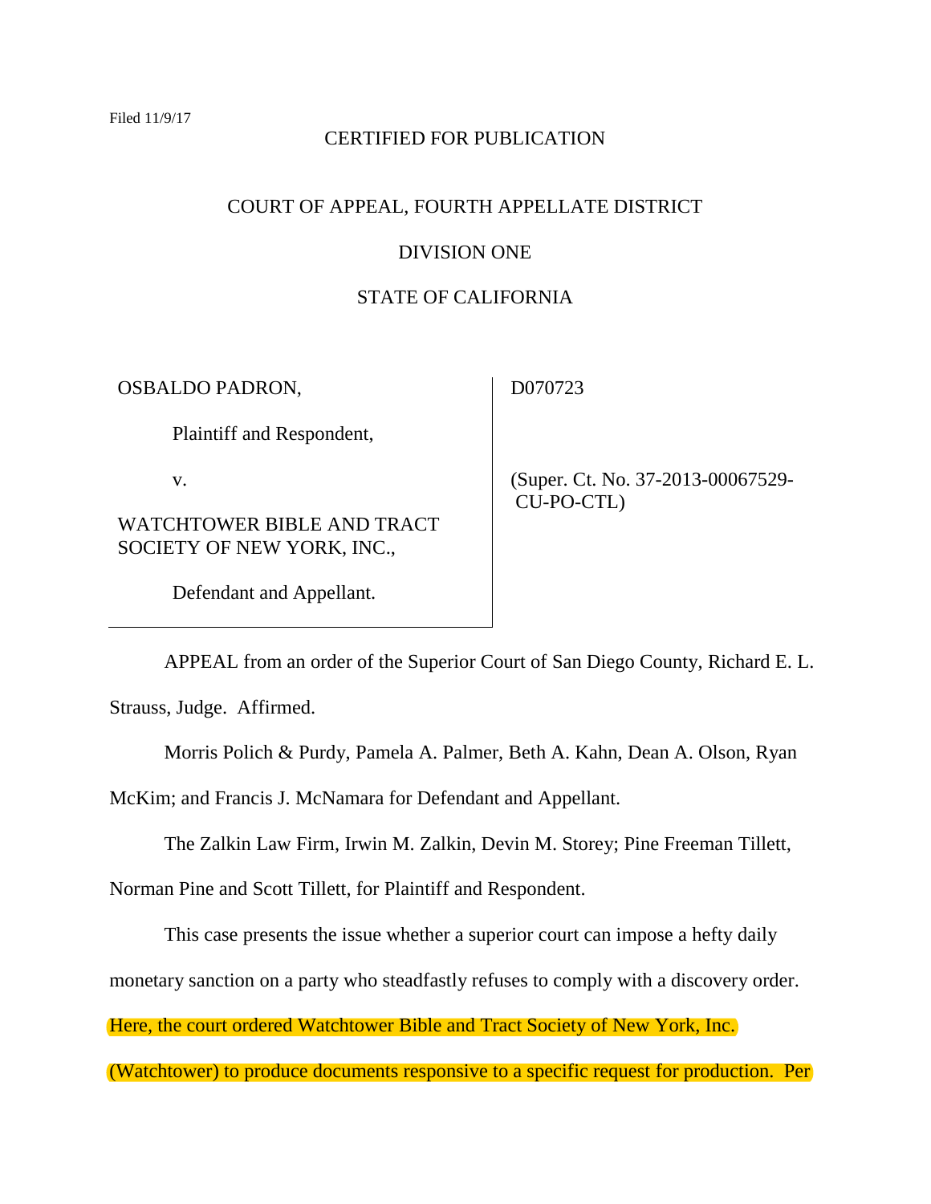Filed 11/9/17

CERTIFIED FOR PUBLICATION

COURT OF APPEAL, FOURTH APPELLATE DISTRICT

DIVISION ONE

STATE OF CALIFORNIA

| | |
|---|---|
| OSBALDO PADRON,<br><br>Plaintiff and Respondent,<br><br>v.<br><br>WATCHTOWER BIBLE AND TRACT SOCIETY OF NEW YORK, INC.,<br><br>Defendant and Appellant. | D070723<br><br>(Super. Ct. No. 37-2013-00067529-CU-PO-CTL) |

APPEAL from an order of the Superior Court of San Diego County, Richard E. L. Strauss, Judge. Affirmed.

Morris Polich & Purdy, Pamela A. Palmer, Beth A. Kahn, Dean A. Olson, Ryan McKim; and Francis J. McNamara for Defendant and Appellant.

The Zalkin Law Firm, Irwin M. Zalkin, Devin M. Storey; Pine Freeman Tillett, Norman Pine and Scott Tillett, for Plaintiff and Respondent.

This case presents the issue whether a superior court can impose a hefty daily monetary sanction on a party who steadfastly refuses to comply with a discovery order. Here, the court ordered Watchtower Bible and Tract Society of New York, Inc. (Watchtower) to produce documents responsive to a specific request for production. Per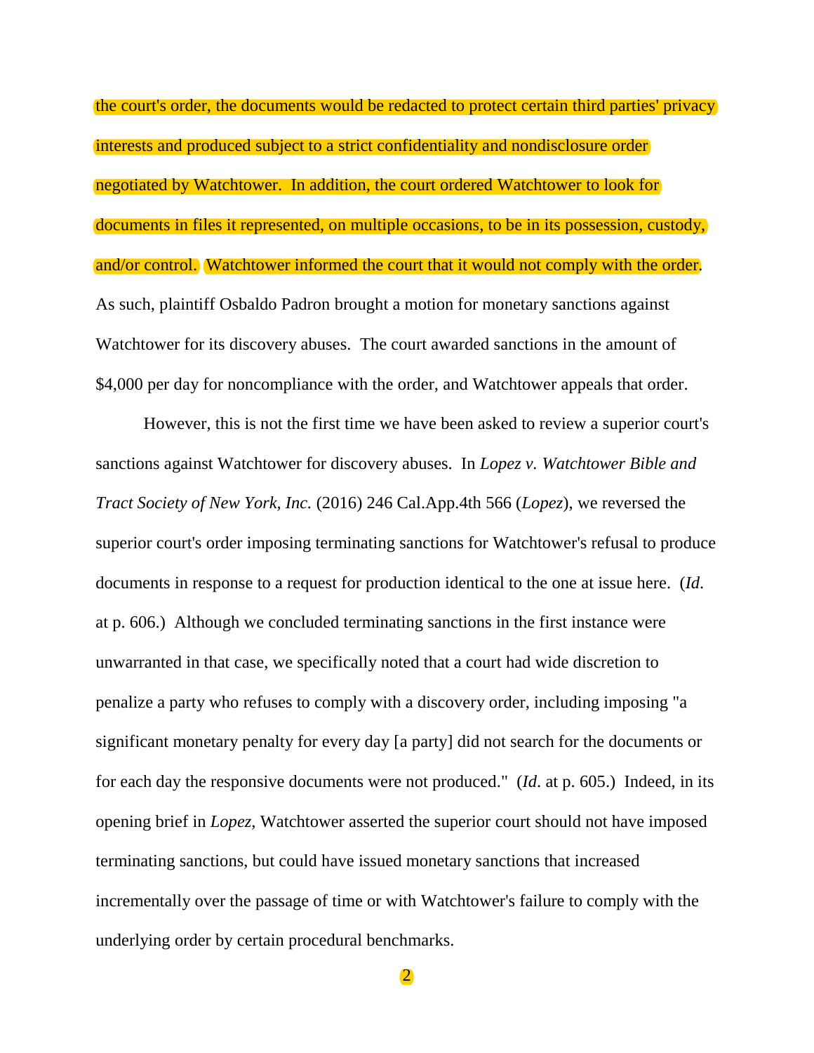the court's order, the documents would be redacted to protect certain third parties' privacy interests and produced subject to a strict confidentiality and nondisclosure order negotiated by Watchtower. In addition, the court ordered Watchtower to look for documents in files it represented, on multiple occasions, to be in its possession, custody, and/or control. Watchtower informed the court that it would not comply with the order. As such, plaintiff Osbaldo Padron brought a motion for monetary sanctions against Watchtower for its discovery abuses. The court awarded sanctions in the amount of $4,000 per day for noncompliance with the order, and Watchtower appeals that order.

However, this is not the first time we have been asked to review a superior court's sanctions against Watchtower for discovery abuses. In *Lopez v. Watchtower Bible and Tract Society of New York, Inc.* (2016) 246 Cal.App.4th 566 (*Lopez*), we reversed the superior court's order imposing terminating sanctions for Watchtower's refusal to produce documents in response to a request for production identical to the one at issue here. (*Id*. at p. 606.) Although we concluded terminating sanctions in the first instance were unwarranted in that case, we specifically noted that a court had wide discretion to penalize a party who refuses to comply with a discovery order, including imposing "a significant monetary penalty for every day [a party] did not search for the documents or for each day the responsive documents were not produced." (*Id*. at p. 605.) Indeed, in its opening brief in *Lopez*, Watchtower asserted the superior court should not have imposed terminating sanctions, but could have issued monetary sanctions that increased incrementally over the passage of time or with Watchtower's failure to comply with the underlying order by certain procedural benchmarks.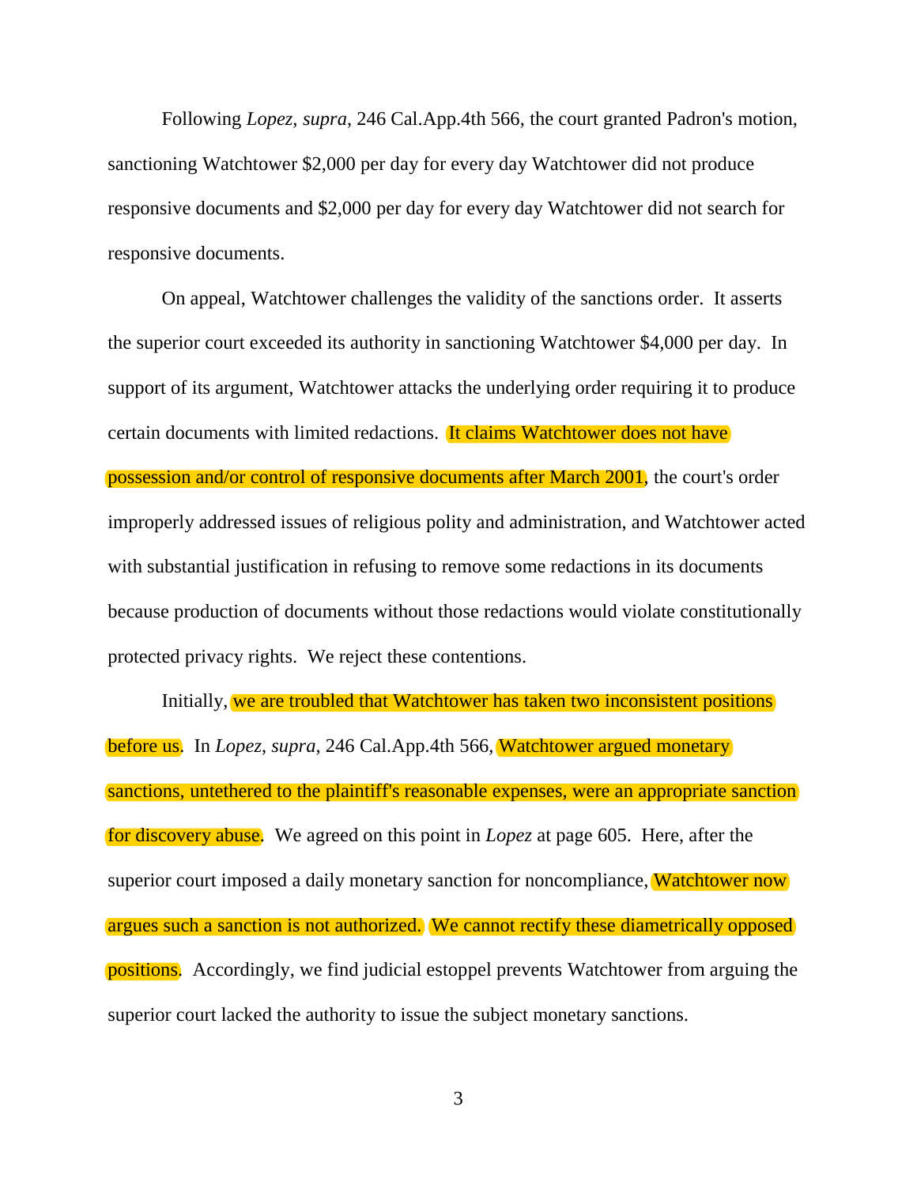Following *Lopez*, *supra*, 246 Cal.App.4th 566, the court granted Padron's motion, sanctioning Watchtower $2,000 per day for every day Watchtower did not produce responsive documents and $2,000 per day for every day Watchtower did not search for responsive documents.

On appeal, Watchtower challenges the validity of the sanctions order. It asserts the superior court exceeded its authority in sanctioning Watchtower $4,000 per day. In support of its argument, Watchtower attacks the underlying order requiring it to produce certain documents with limited redactions. It claims Watchtower does not have possession and/or control of responsive documents after March 2001, the court's order improperly addressed issues of religious polity and administration, and Watchtower acted with substantial justification in refusing to remove some redactions in its documents because production of documents without those redactions would violate constitutionally protected privacy rights. We reject these contentions.

Initially, we are troubled that Watchtower has taken two inconsistent positions before us. In *Lopez*, *supra*, 246 Cal.App.4th 566, Watchtower argued monetary sanctions, untethered to the plaintiff's reasonable expenses, were an appropriate sanction for discovery abuse. We agreed on this point in *Lopez* at page 605. Here, after the superior court imposed a daily monetary sanction for noncompliance, Watchtower now argues such a sanction is not authorized. We cannot rectify these diametrically opposed positions. Accordingly, we find judicial estoppel prevents Watchtower from arguing the superior court lacked the authority to issue the subject monetary sanctions.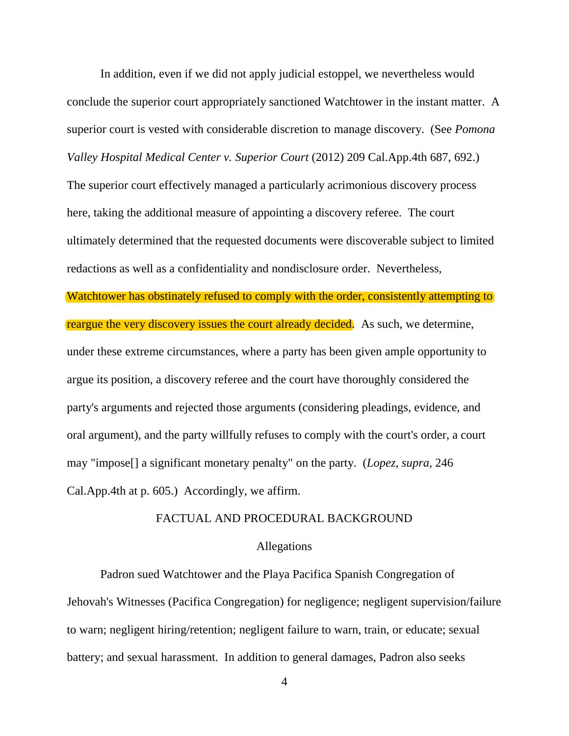In addition, even if we did not apply judicial estoppel, we nevertheless would conclude the superior court appropriately sanctioned Watchtower in the instant matter. A superior court is vested with considerable discretion to manage discovery. (See *Pomona Valley Hospital Medical Center v. Superior Court* (2012) 209 Cal.App.4th 687, 692.) The superior court effectively managed a particularly acrimonious discovery process here, taking the additional measure of appointing a discovery referee. The court ultimately determined that the requested documents were discoverable subject to limited redactions as well as a confidentiality and nondisclosure order. Nevertheless, Watchtower has obstinately refused to comply with the order, consistently attempting to reargue the very discovery issues the court already decided. As such, we determine, under these extreme circumstances, where a party has been given ample opportunity to argue its position, a discovery referee and the court have thoroughly considered the party's arguments and rejected those arguments (considering pleadings, evidence, and oral argument), and the party willfully refuses to comply with the court's order, a court may "impose[] a significant monetary penalty" on the party. (*Lopez*, *supra*, 246 Cal.App.4th at p. 605.) Accordingly, we affirm.

## FACTUAL AND PROCEDURAL BACKGROUND

### Allegations

Padron sued Watchtower and the Playa Pacifica Spanish Congregation of Jehovah's Witnesses (Pacifica Congregation) for negligence; negligent supervision/failure to warn; negligent hiring/retention; negligent failure to warn, train, or educate; sexual battery; and sexual harassment. In addition to general damages, Padron also seeks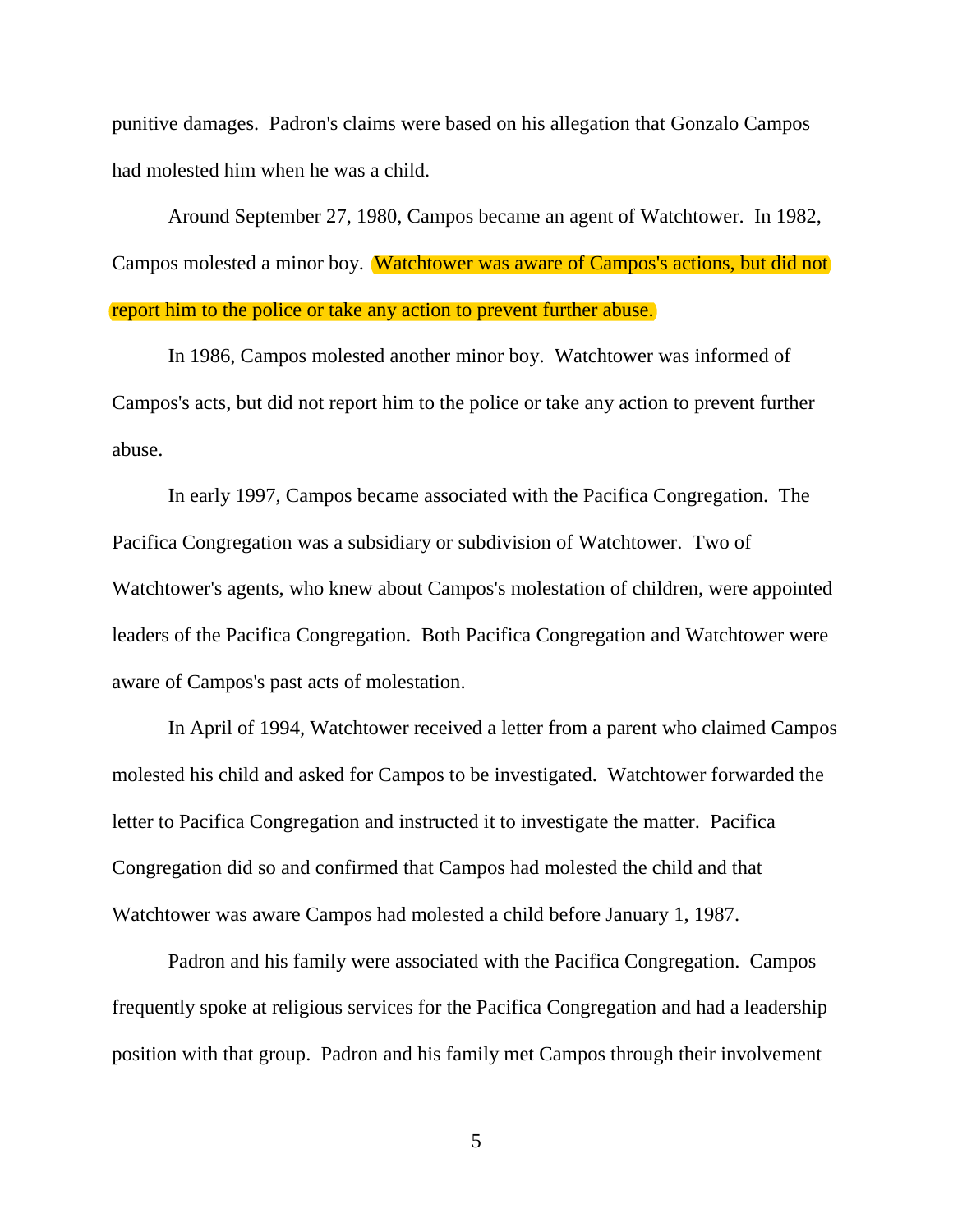punitive damages. Padron's claims were based on his allegation that Gonzalo Campos had molested him when he was a child.

Around September 27, 1980, Campos became an agent of Watchtower. In 1982, Campos molested a minor boy. Watchtower was aware of Campos's actions, but did not report him to the police or take any action to prevent further abuse.

In 1986, Campos molested another minor boy. Watchtower was informed of Campos's acts, but did not report him to the police or take any action to prevent further abuse.

In early 1997, Campos became associated with the Pacifica Congregation. The Pacifica Congregation was a subsidiary or subdivision of Watchtower. Two of Watchtower's agents, who knew about Campos's molestation of children, were appointed leaders of the Pacifica Congregation. Both Pacifica Congregation and Watchtower were aware of Campos's past acts of molestation.

In April of 1994, Watchtower received a letter from a parent who claimed Campos molested his child and asked for Campos to be investigated. Watchtower forwarded the letter to Pacifica Congregation and instructed it to investigate the matter. Pacifica Congregation did so and confirmed that Campos had molested the child and that Watchtower was aware Campos had molested a child before January 1, 1987.

Padron and his family were associated with the Pacifica Congregation. Campos frequently spoke at religious services for the Pacifica Congregation and had a leadership position with that group. Padron and his family met Campos through their involvement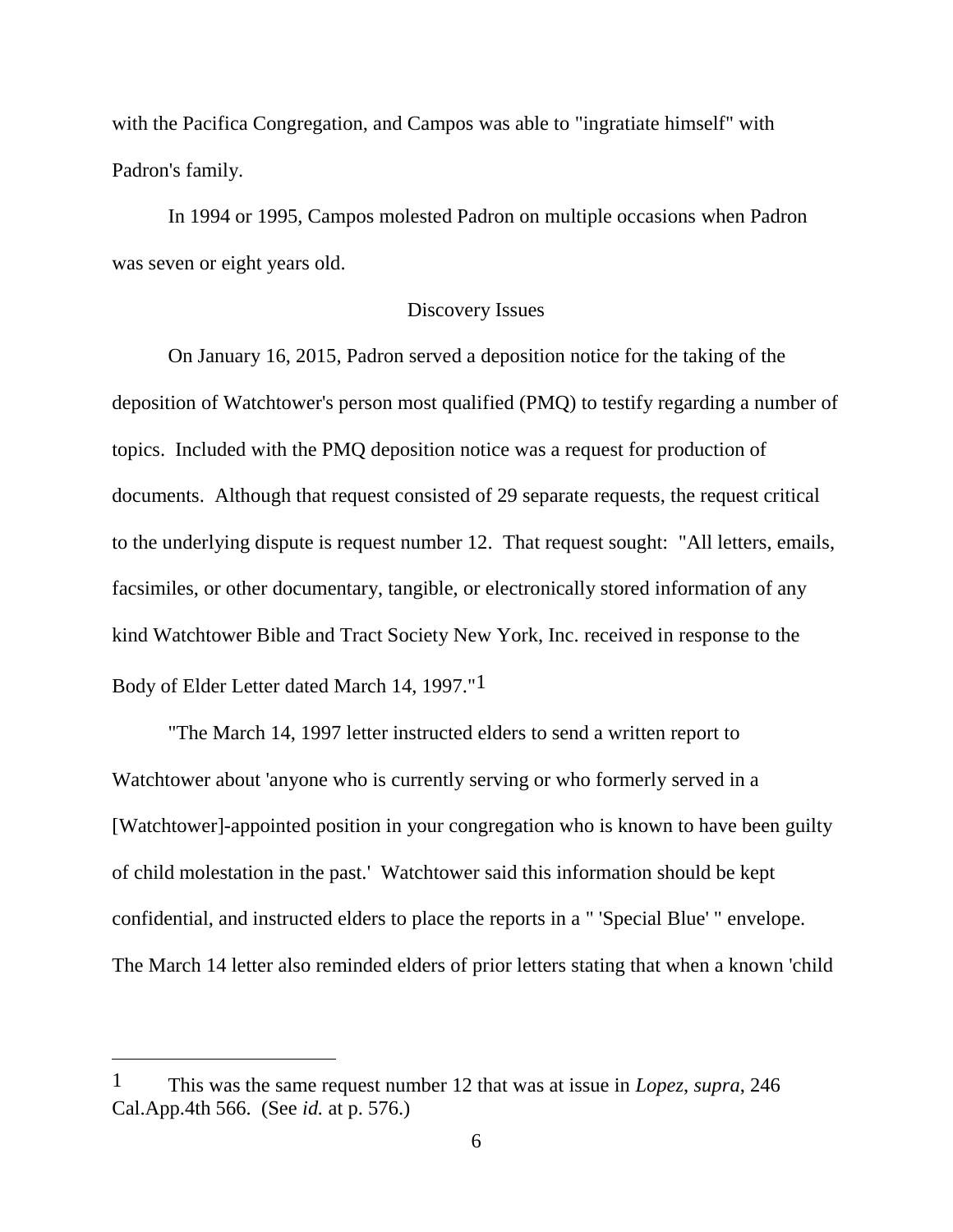with the Pacifica Congregation, and Campos was able to "ingratiate himself" with Padron's family.

In 1994 or 1995, Campos molested Padron on multiple occasions when Padron was seven or eight years old.

### Discovery Issues

On January 16, 2015, Padron served a deposition notice for the taking of the deposition of Watchtower's person most qualified (PMQ) to testify regarding a number of topics. Included with the PMQ deposition notice was a request for production of documents. Although that request consisted of 29 separate requests, the request critical to the underlying dispute is request number 12. That request sought: "All letters, emails, facsimiles, or other documentary, tangible, or electronically stored information of any kind Watchtower Bible and Tract Society New York, Inc. received in response to the Body of Elder Letter dated March 14, 1997."[1]

"The March 14, 1997 letter instructed elders to send a written report to Watchtower about 'anyone who is currently serving or who formerly served in a [Watchtower]-appointed position in your congregation who is known to have been guilty of child molestation in the past.' Watchtower said this information should be kept confidential, and instructed elders to place the reports in a " 'Special Blue' " envelope. The March 14 letter also reminded elders of prior letters stating that when a known 'child

---

[1] This was the same request number 12 that was at issue in *Lopez*, *supra*, 246 Cal.App.4th 566. (See *id.* at p. 576.)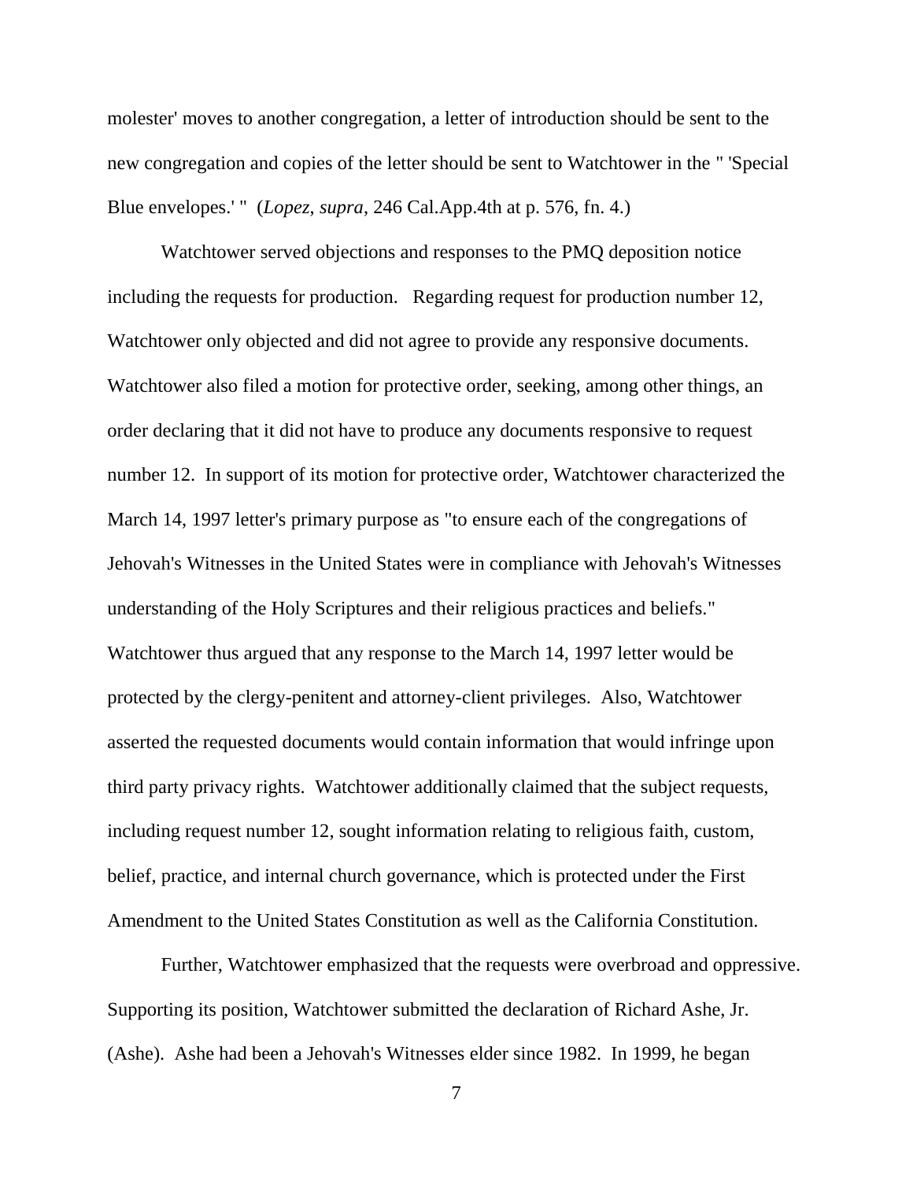molester' moves to another congregation, a letter of introduction should be sent to the new congregation and copies of the letter should be sent to Watchtower in the " 'Special Blue envelopes.' " (*Lopez*, *supra*, 246 Cal.App.4th at p. 576, fn. 4.)

Watchtower served objections and responses to the PMQ deposition notice including the requests for production. Regarding request for production number 12, Watchtower only objected and did not agree to provide any responsive documents. Watchtower also filed a motion for protective order, seeking, among other things, an order declaring that it did not have to produce any documents responsive to request number 12. In support of its motion for protective order, Watchtower characterized the March 14, 1997 letter's primary purpose as "to ensure each of the congregations of Jehovah's Witnesses in the United States were in compliance with Jehovah's Witnesses understanding of the Holy Scriptures and their religious practices and beliefs." Watchtower thus argued that any response to the March 14, 1997 letter would be protected by the clergy-penitent and attorney-client privileges. Also, Watchtower asserted the requested documents would contain information that would infringe upon third party privacy rights. Watchtower additionally claimed that the subject requests, including request number 12, sought information relating to religious faith, custom, belief, practice, and internal church governance, which is protected under the First Amendment to the United States Constitution as well as the California Constitution.

Further, Watchtower emphasized that the requests were overbroad and oppressive. Supporting its position, Watchtower submitted the declaration of Richard Ashe, Jr. (Ashe). Ashe had been a Jehovah's Witnesses elder since 1982. In 1999, he began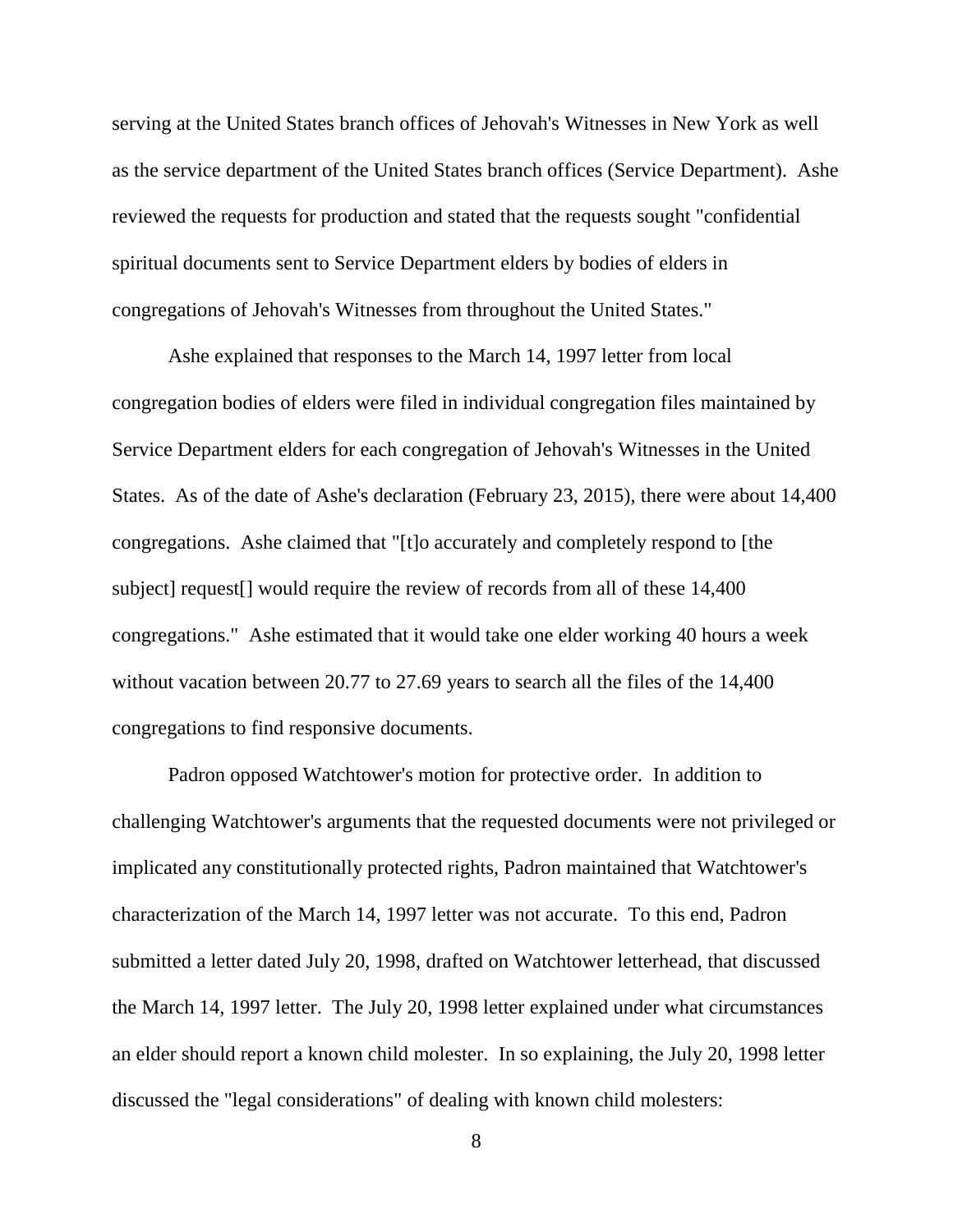serving at the United States branch offices of Jehovah's Witnesses in New York as well as the service department of the United States branch offices (Service Department). Ashe reviewed the requests for production and stated that the requests sought "confidential spiritual documents sent to Service Department elders by bodies of elders in congregations of Jehovah's Witnesses from throughout the United States."

Ashe explained that responses to the March 14, 1997 letter from local congregation bodies of elders were filed in individual congregation files maintained by Service Department elders for each congregation of Jehovah's Witnesses in the United States. As of the date of Ashe's declaration (February 23, 2015), there were about 14,400 congregations. Ashe claimed that "[t]o accurately and completely respond to [the subject] request[] would require the review of records from all of these 14,400 congregations." Ashe estimated that it would take one elder working 40 hours a week without vacation between 20.77 to 27.69 years to search all the files of the 14,400 congregations to find responsive documents.

Padron opposed Watchtower's motion for protective order. In addition to challenging Watchtower's arguments that the requested documents were not privileged or implicated any constitutionally protected rights, Padron maintained that Watchtower's characterization of the March 14, 1997 letter was not accurate. To this end, Padron submitted a letter dated July 20, 1998, drafted on Watchtower letterhead, that discussed the March 14, 1997 letter. The July 20, 1998 letter explained under what circumstances an elder should report a known child molester. In so explaining, the July 20, 1998 letter discussed the "legal considerations" of dealing with known child molesters: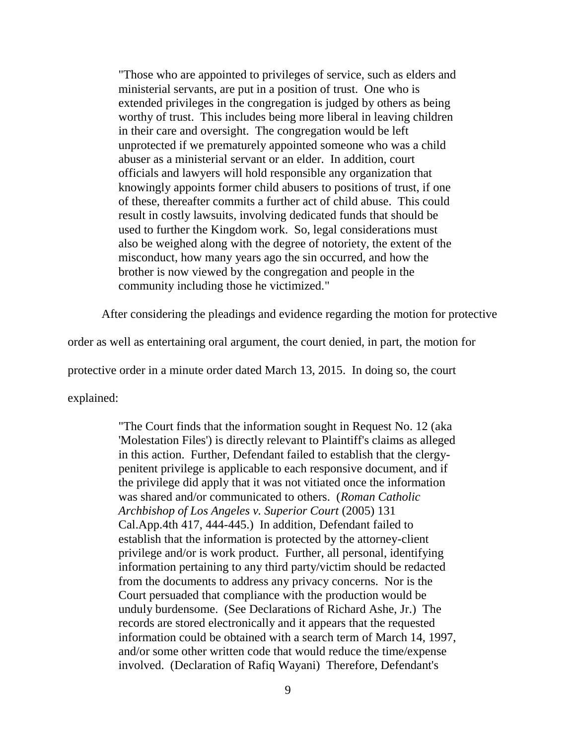> "Those who are appointed to privileges of service, such as elders and ministerial servants, are put in a position of trust. One who is extended privileges in the congregation is judged by others as being worthy of trust. This includes being more liberal in leaving children in their care and oversight. The congregation would be left unprotected if we prematurely appointed someone who was a child abuser as a ministerial servant or an elder. In addition, court officials and lawyers will hold responsible any organization that knowingly appoints former child abusers to positions of trust, if one of these, thereafter commits a further act of child abuse. This could result in costly lawsuits, involving dedicated funds that should be used to further the Kingdom work. So, legal considerations must also be weighed along with the degree of notoriety, the extent of the misconduct, how many years ago the sin occurred, and how the brother is now viewed by the congregation and people in the community including those he victimized."

After considering the pleadings and evidence regarding the motion for protective order as well as entertaining oral argument, the court denied, in part, the motion for protective order in a minute order dated March 13, 2015. In doing so, the court explained:

> "The Court finds that the information sought in Request No. 12 (aka 'Molestation Files') is directly relevant to Plaintiff's claims as alleged in this action. Further, Defendant failed to establish that the clergy-penitent privilege is applicable to each responsive document, and if the privilege did apply that it was not vitiated once the information was shared and/or communicated to others. (*Roman Catholic Archbishop of Los Angeles v. Superior Court* (2005) 131 Cal.App.4th 417, 444-445.) In addition, Defendant failed to establish that the information is protected by the attorney-client privilege and/or is work product. Further, all personal, identifying information pertaining to any third party/victim should be redacted from the documents to address any privacy concerns. Nor is the Court persuaded that compliance with the production would be unduly burdensome. (See Declarations of Richard Ashe, Jr.) The records are stored electronically and it appears that the requested information could be obtained with a search term of March 14, 1997, and/or some other written code that would reduce the time/expense involved. (Declaration of Rafiq Wayani) Therefore, Defendant's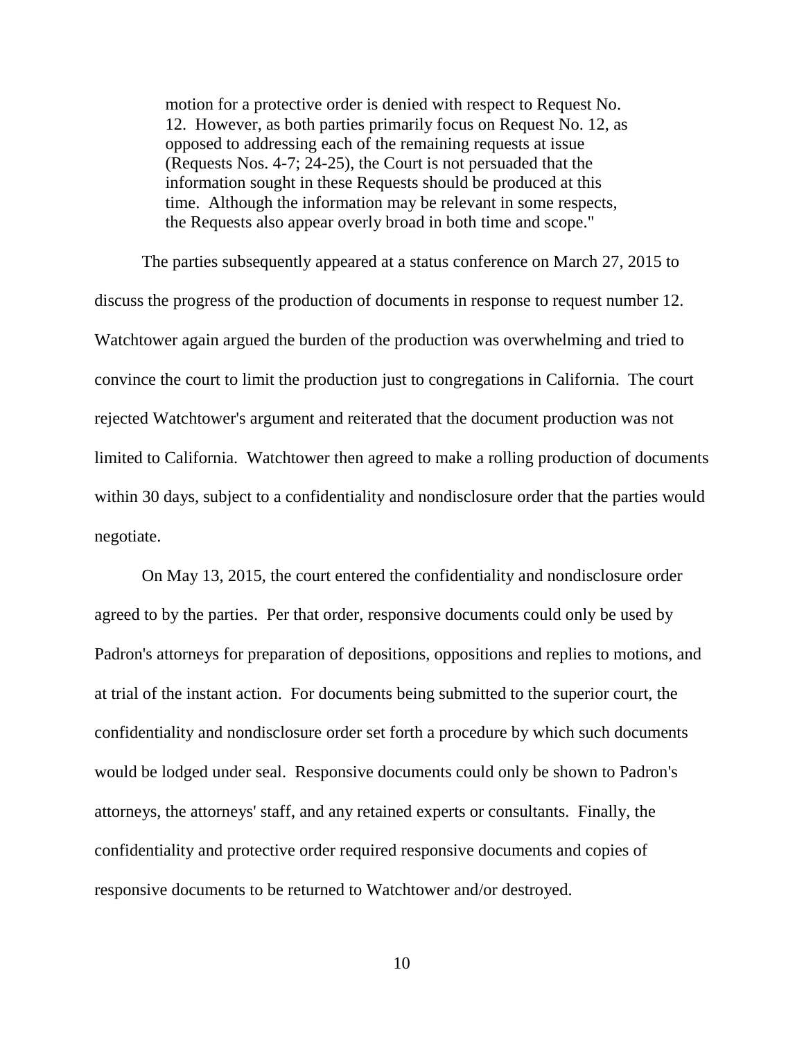> motion for a protective order is denied with respect to Request No. 12. However, as both parties primarily focus on Request No. 12, as opposed to addressing each of the remaining requests at issue (Requests Nos. 4-7; 24-25), the Court is not persuaded that the information sought in these Requests should be produced at this time. Although the information may be relevant in some respects, the Requests also appear overly broad in both time and scope."

The parties subsequently appeared at a status conference on March 27, 2015 to discuss the progress of the production of documents in response to request number 12. Watchtower again argued the burden of the production was overwhelming and tried to convince the court to limit the production just to congregations in California. The court rejected Watchtower's argument and reiterated that the document production was not limited to California. Watchtower then agreed to make a rolling production of documents within 30 days, subject to a confidentiality and nondisclosure order that the parties would negotiate.

On May 13, 2015, the court entered the confidentiality and nondisclosure order agreed to by the parties. Per that order, responsive documents could only be used by Padron's attorneys for preparation of depositions, oppositions and replies to motions, and at trial of the instant action. For documents being submitted to the superior court, the confidentiality and nondisclosure order set forth a procedure by which such documents would be lodged under seal. Responsive documents could only be shown to Padron's attorneys, the attorneys' staff, and any retained experts or consultants. Finally, the confidentiality and protective order required responsive documents and copies of responsive documents to be returned to Watchtower and/or destroyed.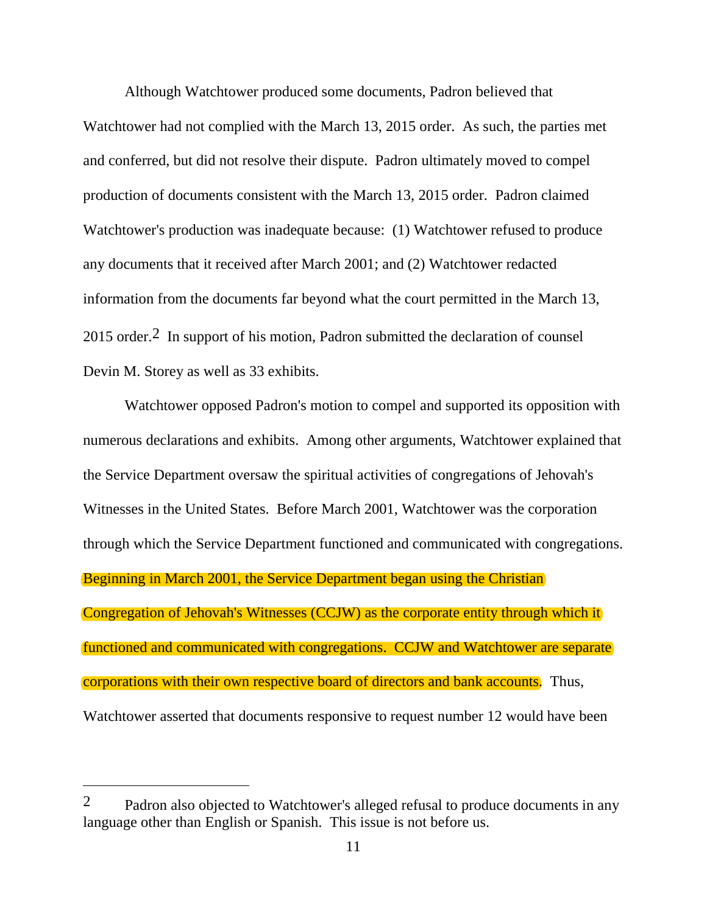Although Watchtower produced some documents, Padron believed that Watchtower had not complied with the March 13, 2015 order. As such, the parties met and conferred, but did not resolve their dispute. Padron ultimately moved to compel production of documents consistent with the March 13, 2015 order. Padron claimed Watchtower's production was inadequate because: (1) Watchtower refused to produce any documents that it received after March 2001; and (2) Watchtower redacted information from the documents far beyond what the court permitted in the March 13, 2015 order.[2] In support of his motion, Padron submitted the declaration of counsel Devin M. Storey as well as 33 exhibits.

Watchtower opposed Padron's motion to compel and supported its opposition with numerous declarations and exhibits. Among other arguments, Watchtower explained that the Service Department oversaw the spiritual activities of congregations of Jehovah's Witnesses in the United States. Before March 2001, Watchtower was the corporation through which the Service Department functioned and communicated with congregations. Beginning in March 2001, the Service Department began using the Christian Congregation of Jehovah's Witnesses (CCJW) as the corporate entity through which it functioned and communicated with congregations. CCJW and Watchtower are separate corporations with their own respective board of directors and bank accounts. Thus, Watchtower asserted that documents responsive to request number 12 would have been

---

[2] Padron also objected to Watchtower's alleged refusal to produce documents in any language other than English or Spanish. This issue is not before us.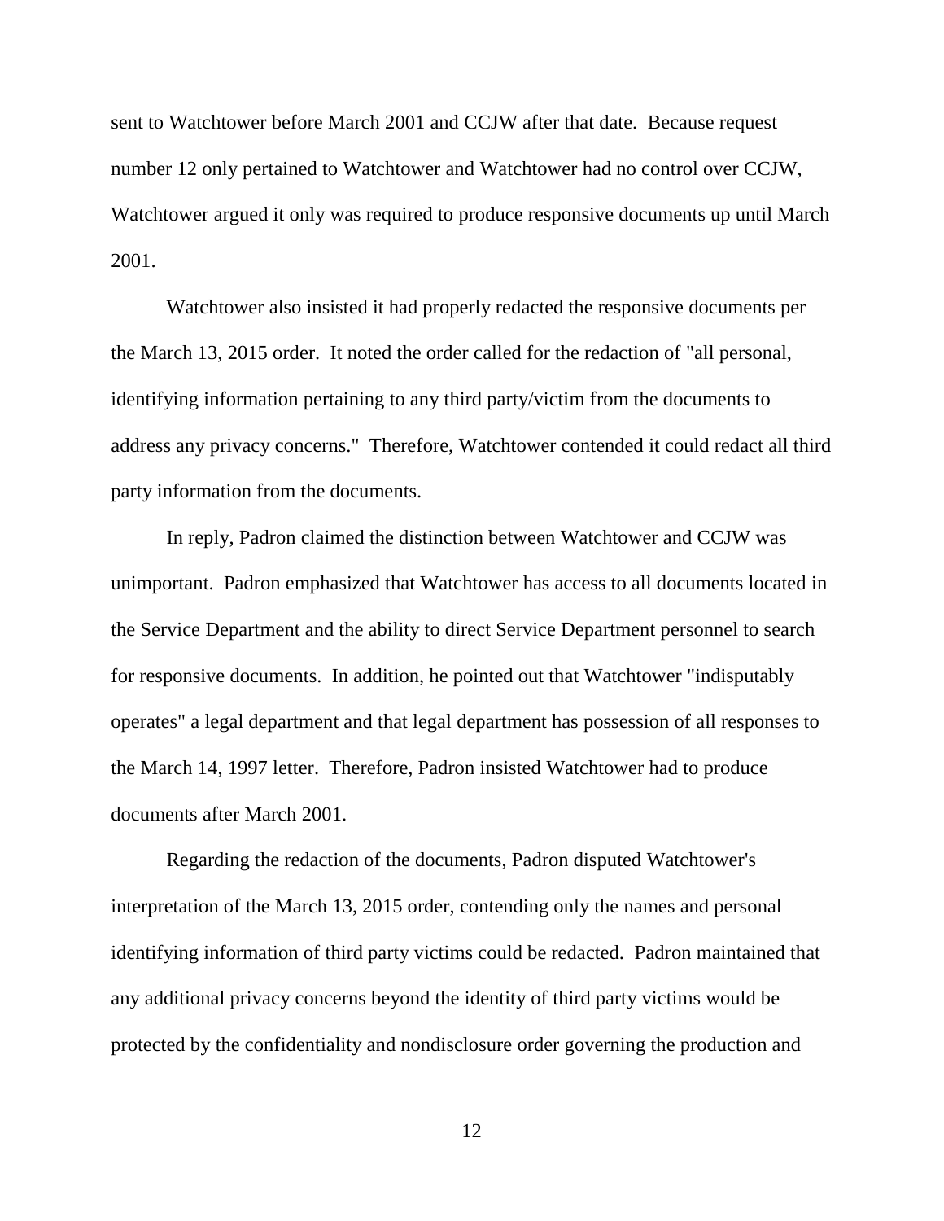sent to Watchtower before March 2001 and CCJW after that date. Because request number 12 only pertained to Watchtower and Watchtower had no control over CCJW, Watchtower argued it only was required to produce responsive documents up until March 2001.

Watchtower also insisted it had properly redacted the responsive documents per the March 13, 2015 order. It noted the order called for the redaction of "all personal, identifying information pertaining to any third party/victim from the documents to address any privacy concerns." Therefore, Watchtower contended it could redact all third party information from the documents.

In reply, Padron claimed the distinction between Watchtower and CCJW was unimportant. Padron emphasized that Watchtower has access to all documents located in the Service Department and the ability to direct Service Department personnel to search for responsive documents. In addition, he pointed out that Watchtower "indisputably operates" a legal department and that legal department has possession of all responses to the March 14, 1997 letter. Therefore, Padron insisted Watchtower had to produce documents after March 2001.

Regarding the redaction of the documents, Padron disputed Watchtower's interpretation of the March 13, 2015 order, contending only the names and personal identifying information of third party victims could be redacted. Padron maintained that any additional privacy concerns beyond the identity of third party victims would be protected by the confidentiality and nondisclosure order governing the production and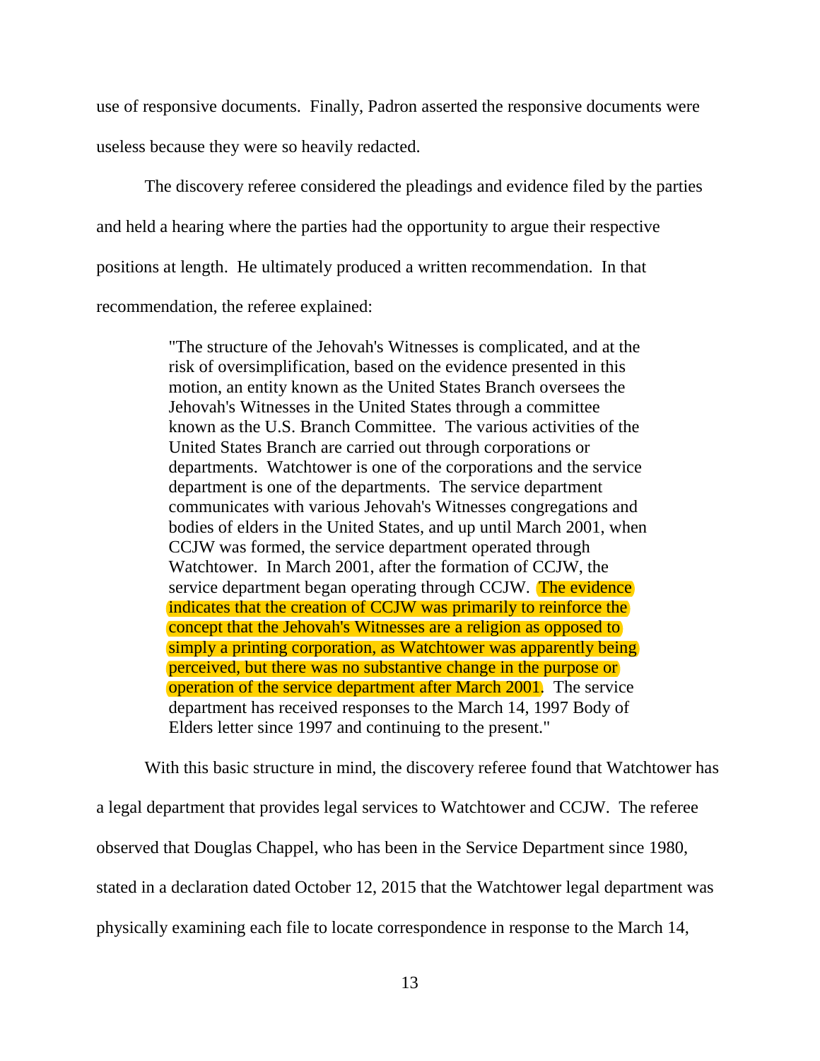use of responsive documents. Finally, Padron asserted the responsive documents were useless because they were so heavily redacted.

The discovery referee considered the pleadings and evidence filed by the parties and held a hearing where the parties had the opportunity to argue their respective positions at length. He ultimately produced a written recommendation. In that recommendation, the referee explained:

> "The structure of the Jehovah's Witnesses is complicated, and at the risk of oversimplification, based on the evidence presented in this motion, an entity known as the United States Branch oversees the Jehovah's Witnesses in the United States through a committee known as the U.S. Branch Committee. The various activities of the United States Branch are carried out through corporations or departments. Watchtower is one of the corporations and the service department is one of the departments. The service department communicates with various Jehovah's Witnesses congregations and bodies of elders in the United States, and up until March 2001, when CCJW was formed, the service department operated through Watchtower. In March 2001, after the formation of CCJW, the service department began operating through CCJW. The evidence indicates that the creation of CCJW was primarily to reinforce the concept that the Jehovah's Witnesses are a religion as opposed to simply a printing corporation, as Watchtower was apparently being perceived, but there was no substantive change in the purpose or operation of the service department after March 2001. The service department has received responses to the March 14, 1997 Body of Elders letter since 1997 and continuing to the present."

With this basic structure in mind, the discovery referee found that Watchtower has a legal department that provides legal services to Watchtower and CCJW. The referee observed that Douglas Chappel, who has been in the Service Department since 1980, stated in a declaration dated October 12, 2015 that the Watchtower legal department was physically examining each file to locate correspondence in response to the March 14,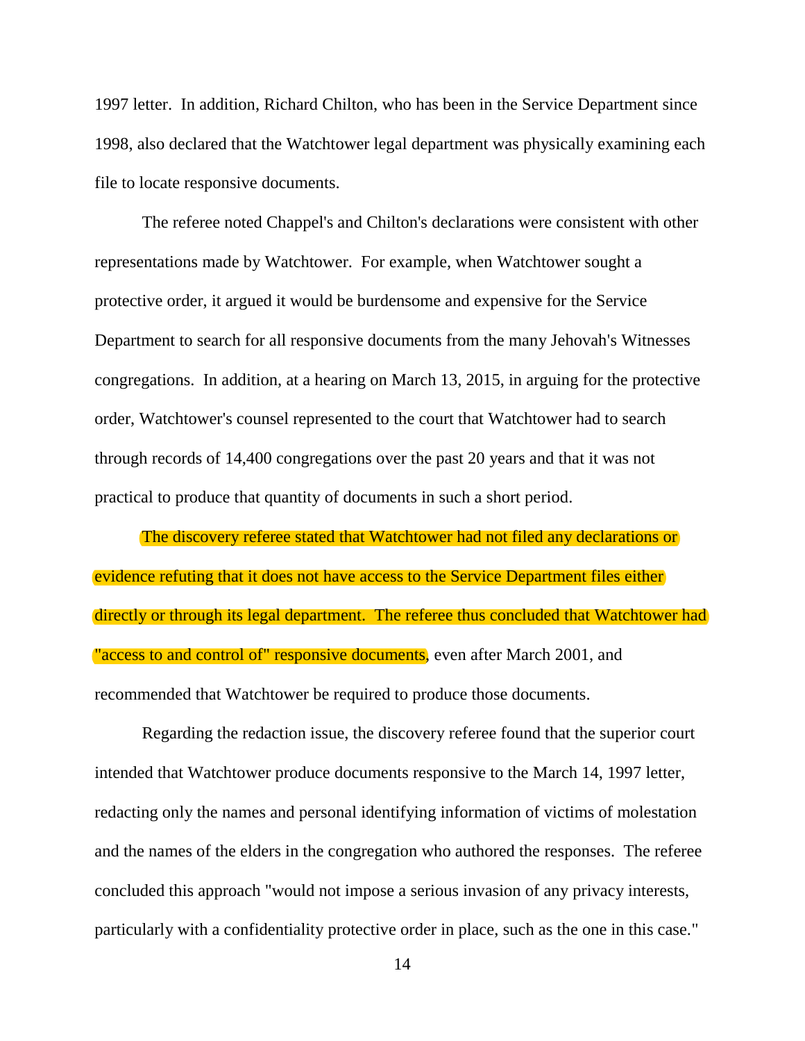1997 letter. In addition, Richard Chilton, who has been in the Service Department since 1998, also declared that the Watchtower legal department was physically examining each file to locate responsive documents.

The referee noted Chappel's and Chilton's declarations were consistent with other representations made by Watchtower. For example, when Watchtower sought a protective order, it argued it would be burdensome and expensive for the Service Department to search for all responsive documents from the many Jehovah's Witnesses congregations. In addition, at a hearing on March 13, 2015, in arguing for the protective order, Watchtower's counsel represented to the court that Watchtower had to search through records of 14,400 congregations over the past 20 years and that it was not practical to produce that quantity of documents in such a short period.

The discovery referee stated that Watchtower had not filed any declarations or evidence refuting that it does not have access to the Service Department files either directly or through its legal department. The referee thus concluded that Watchtower had "access to and control of" responsive documents, even after March 2001, and recommended that Watchtower be required to produce those documents.

Regarding the redaction issue, the discovery referee found that the superior court intended that Watchtower produce documents responsive to the March 14, 1997 letter, redacting only the names and personal identifying information of victims of molestation and the names of the elders in the congregation who authored the responses. The referee concluded this approach "would not impose a serious invasion of any privacy interests, particularly with a confidentiality protective order in place, such as the one in this case."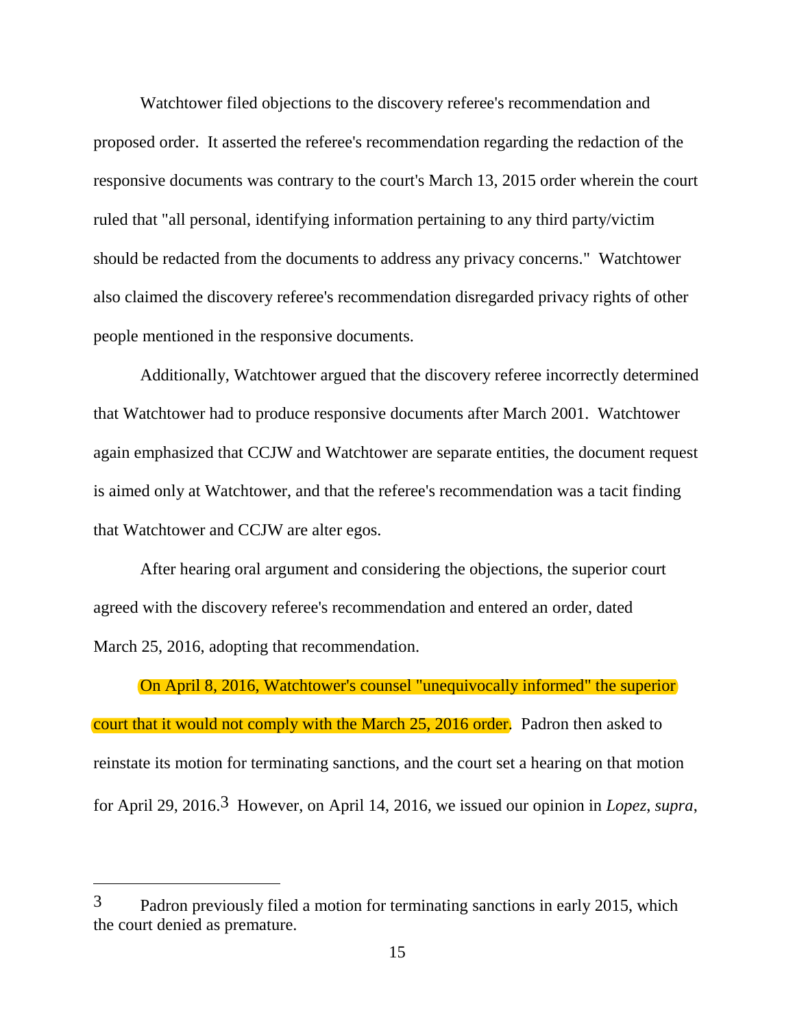Watchtower filed objections to the discovery referee's recommendation and proposed order. It asserted the referee's recommendation regarding the redaction of the responsive documents was contrary to the court's March 13, 2015 order wherein the court ruled that "all personal, identifying information pertaining to any third party/victim should be redacted from the documents to address any privacy concerns." Watchtower also claimed the discovery referee's recommendation disregarded privacy rights of other people mentioned in the responsive documents.

Additionally, Watchtower argued that the discovery referee incorrectly determined that Watchtower had to produce responsive documents after March 2001. Watchtower again emphasized that CCJW and Watchtower are separate entities, the document request is aimed only at Watchtower, and that the referee's recommendation was a tacit finding that Watchtower and CCJW are alter egos.

After hearing oral argument and considering the objections, the superior court agreed with the discovery referee's recommendation and entered an order, dated March 25, 2016, adopting that recommendation.

On April 8, 2016, Watchtower's counsel "unequivocally informed" the superior court that it would not comply with the March 25, 2016 order. Padron then asked to reinstate its motion for terminating sanctions, and the court set a hearing on that motion for April 29, 2016.[3] However, on April 14, 2016, we issued our opinion in *Lopez*, *supra*,

---

[3] Padron previously filed a motion for terminating sanctions in early 2015, which the court denied as premature.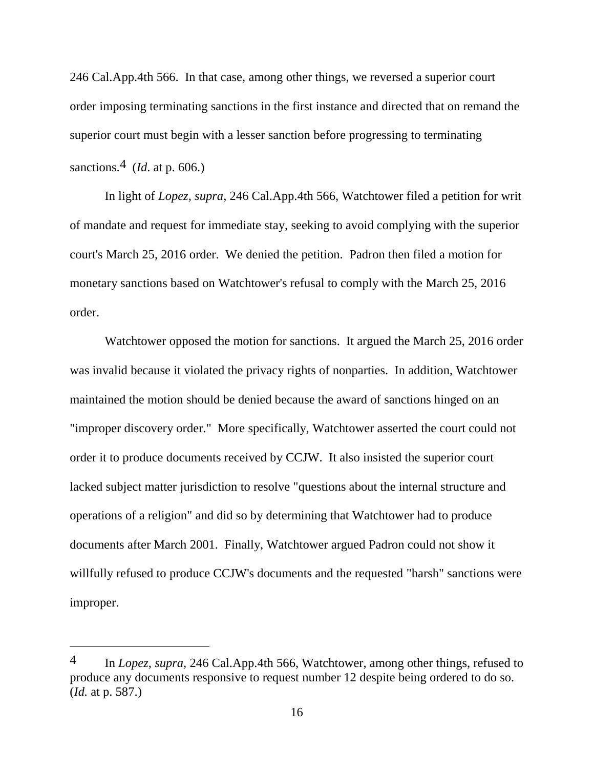246 Cal.App.4th 566. In that case, among other things, we reversed a superior court order imposing terminating sanctions in the first instance and directed that on remand the superior court must begin with a lesser sanction before progressing to terminating sanctions.[4] (*Id*. at p. 606.)

In light of *Lopez, supra*, 246 Cal.App.4th 566, Watchtower filed a petition for writ of mandate and request for immediate stay, seeking to avoid complying with the superior court's March 25, 2016 order. We denied the petition. Padron then filed a motion for monetary sanctions based on Watchtower's refusal to comply with the March 25, 2016 order.

Watchtower opposed the motion for sanctions. It argued the March 25, 2016 order was invalid because it violated the privacy rights of nonparties. In addition, Watchtower maintained the motion should be denied because the award of sanctions hinged on an "improper discovery order." More specifically, Watchtower asserted the court could not order it to produce documents received by CCJW. It also insisted the superior court lacked subject matter jurisdiction to resolve "questions about the internal structure and operations of a religion" and did so by determining that Watchtower had to produce documents after March 2001. Finally, Watchtower argued Padron could not show it willfully refused to produce CCJW's documents and the requested "harsh" sanctions were improper.

---

[4] In *Lopez, supra*, 246 Cal.App.4th 566, Watchtower, among other things, refused to produce any documents responsive to request number 12 despite being ordered to do so. (*Id.* at p. 587.)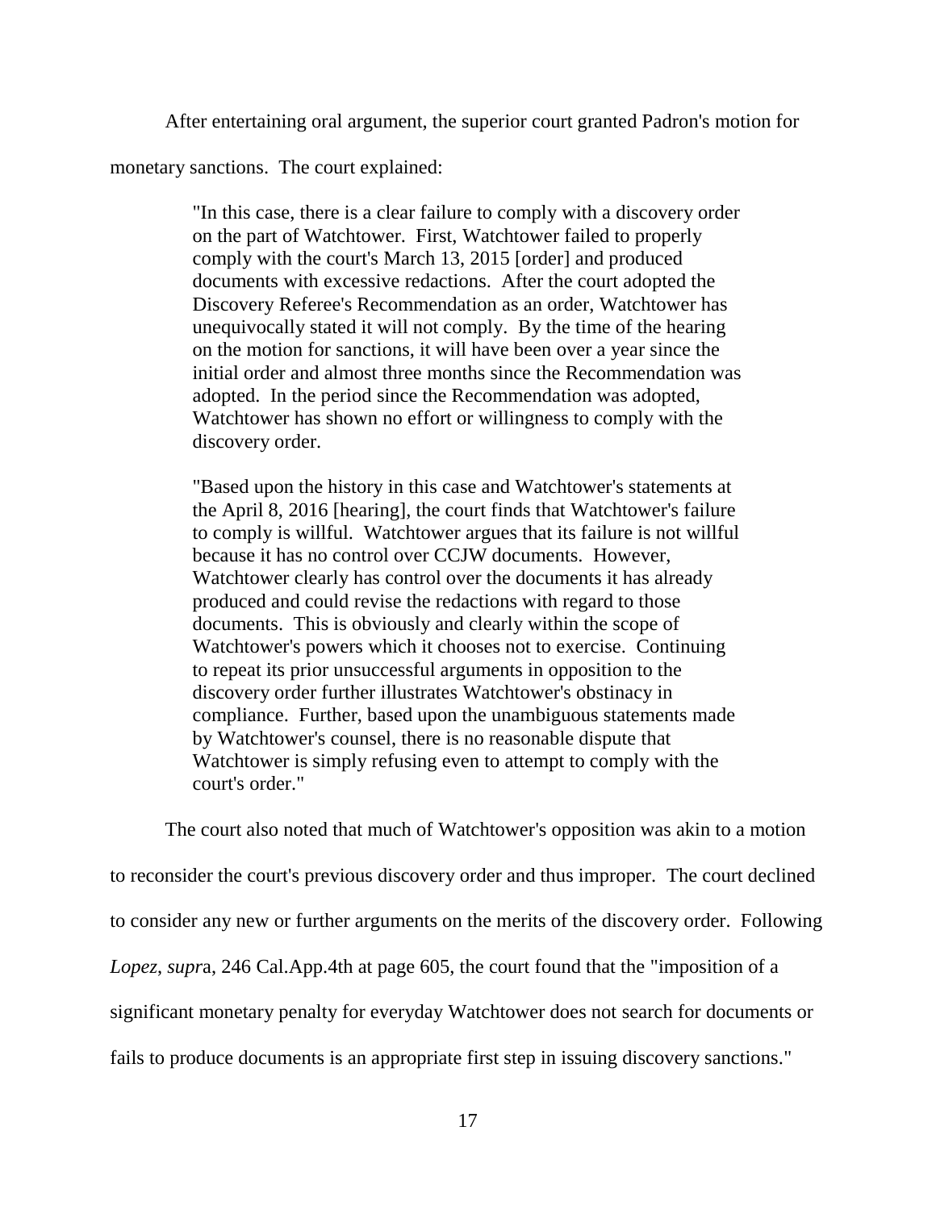After entertaining oral argument, the superior court granted Padron's motion for monetary sanctions. The court explained:

> "In this case, there is a clear failure to comply with a discovery order on the part of Watchtower. First, Watchtower failed to properly comply with the court's March 13, 2015 [order] and produced documents with excessive redactions. After the court adopted the Discovery Referee's Recommendation as an order, Watchtower has unequivocally stated it will not comply. By the time of the hearing on the motion for sanctions, it will have been over a year since the initial order and almost three months since the Recommendation was adopted. In the period since the Recommendation was adopted, Watchtower has shown no effort or willingness to comply with the discovery order.
>
> "Based upon the history in this case and Watchtower's statements at the April 8, 2016 [hearing], the court finds that Watchtower's failure to comply is willful. Watchtower argues that its failure is not willful because it has no control over CCJW documents. However, Watchtower clearly has control over the documents it has already produced and could revise the redactions with regard to those documents. This is obviously and clearly within the scope of Watchtower's powers which it chooses not to exercise. Continuing to repeat its prior unsuccessful arguments in opposition to the discovery order further illustrates Watchtower's obstinacy in compliance. Further, based upon the unambiguous statements made by Watchtower's counsel, there is no reasonable dispute that Watchtower is simply refusing even to attempt to comply with the court's order."

The court also noted that much of Watchtower's opposition was akin to a motion to reconsider the court's previous discovery order and thus improper. The court declined to consider any new or further arguments on the merits of the discovery order. Following *Lopez*, *supra*, 246 Cal.App.4th at page 605, the court found that the "imposition of a significant monetary penalty for everyday Watchtower does not search for documents or fails to produce documents is an appropriate first step in issuing discovery sanctions."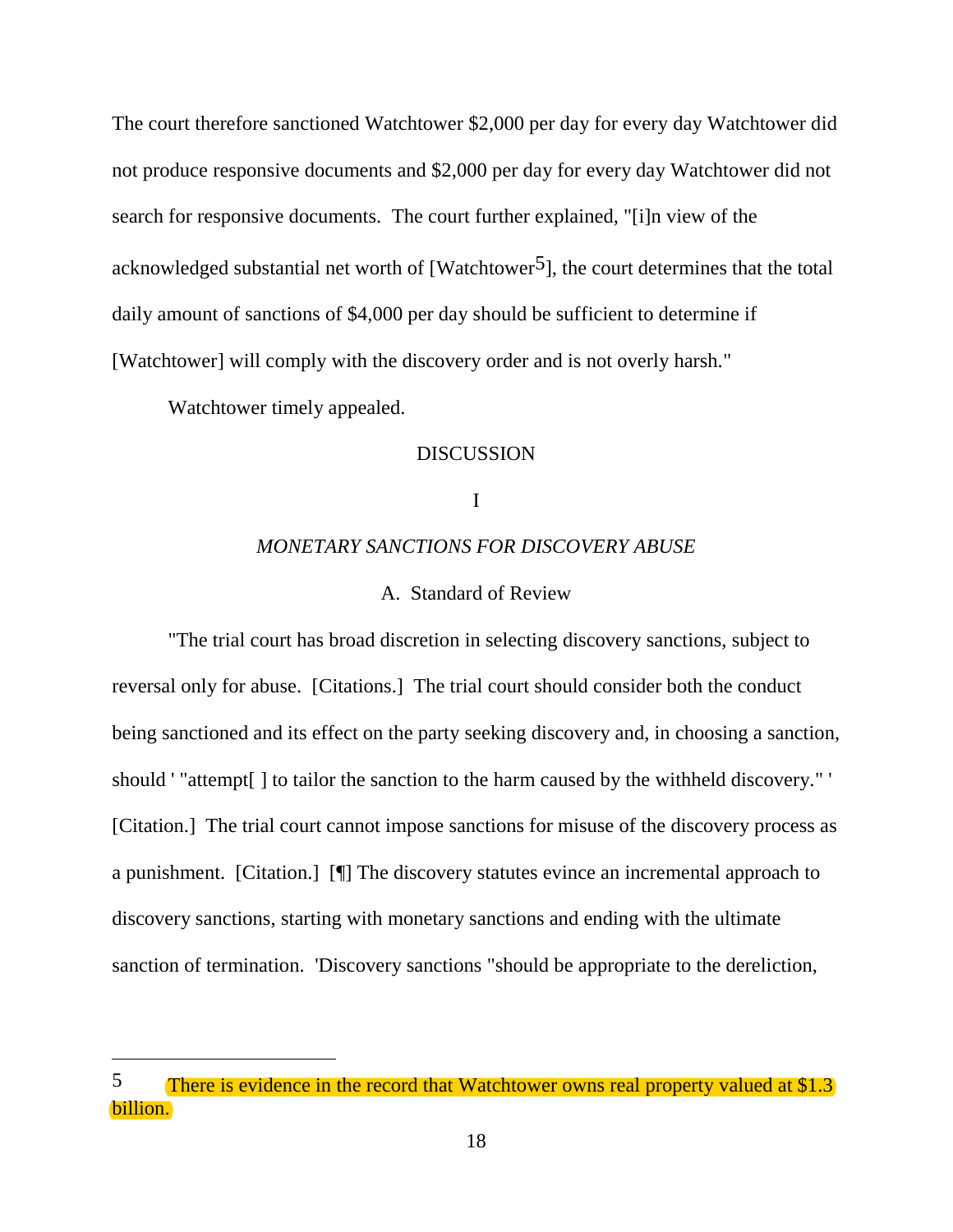The court therefore sanctioned Watchtower $2,000 per day for every day Watchtower did not produce responsive documents and $2,000 per day for every day Watchtower did not search for responsive documents. The court further explained, "[i]n view of the acknowledged substantial net worth of [Watchtower[5]], the court determines that the total daily amount of sanctions of $4,000 per day should be sufficient to determine if [Watchtower] will comply with the discovery order and is not overly harsh."

Watchtower timely appealed.

## DISCUSSION

### I

### *MONETARY SANCTIONS FOR DISCOVERY ABUSE*

#### A. Standard of Review

"The trial court has broad discretion in selecting discovery sanctions, subject to reversal only for abuse. [Citations.] The trial court should consider both the conduct being sanctioned and its effect on the party seeking discovery and, in choosing a sanction, should ' "attempt[ ] to tailor the sanction to the harm caused by the withheld discovery." ' [Citation.] The trial court cannot impose sanctions for misuse of the discovery process as a punishment. [Citation.] [¶] The discovery statutes evince an incremental approach to discovery sanctions, starting with monetary sanctions and ending with the ultimate sanction of termination. 'Discovery sanctions "should be appropriate to the dereliction,

---

[5] There is evidence in the record that Watchtower owns real property valued at $1.3 billion.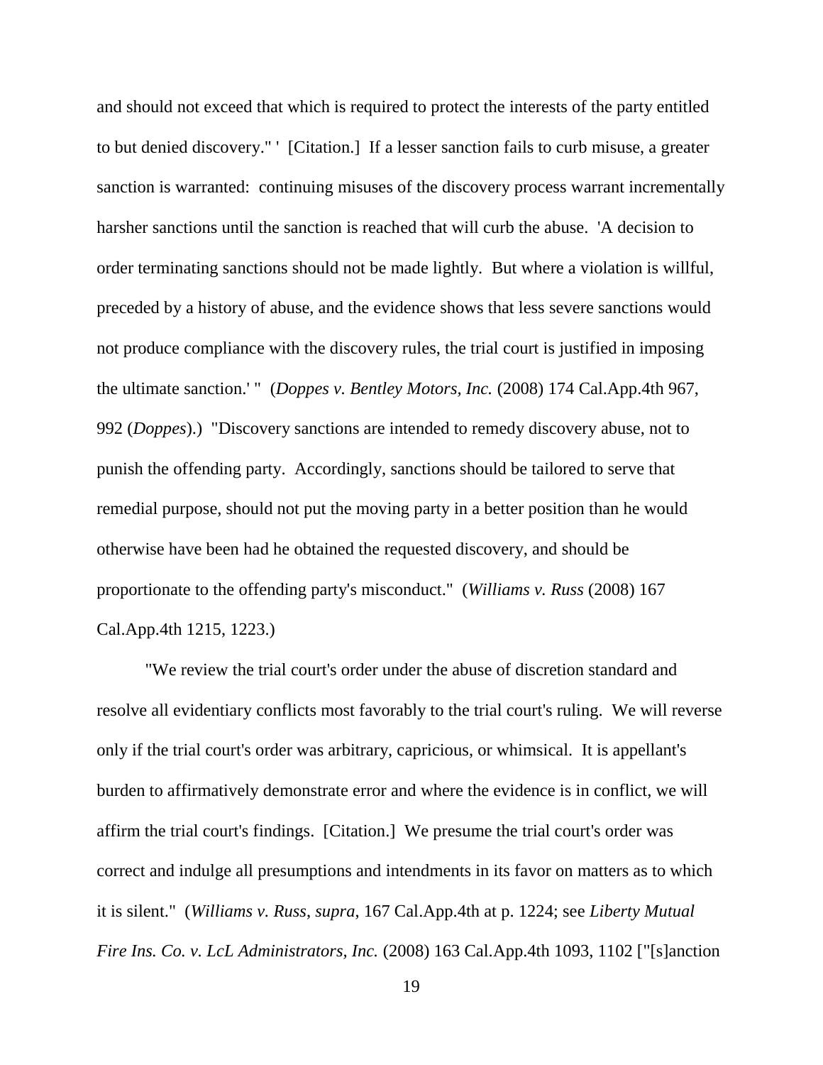and should not exceed that which is required to protect the interests of the party entitled to but denied discovery." ' [Citation.] If a lesser sanction fails to curb misuse, a greater sanction is warranted: continuing misuses of the discovery process warrant incrementally harsher sanctions until the sanction is reached that will curb the abuse. 'A decision to order terminating sanctions should not be made lightly. But where a violation is willful, preceded by a history of abuse, and the evidence shows that less severe sanctions would not produce compliance with the discovery rules, the trial court is justified in imposing the ultimate sanction.' " (*Doppes v. Bentley Motors, Inc.* (2008) 174 Cal.App.4th 967, 992 (*Doppes*).) "Discovery sanctions are intended to remedy discovery abuse, not to punish the offending party. Accordingly, sanctions should be tailored to serve that remedial purpose, should not put the moving party in a better position than he would otherwise have been had he obtained the requested discovery, and should be proportionate to the offending party's misconduct." (*Williams v. Russ* (2008) 167 Cal.App.4th 1215, 1223.)

"We review the trial court's order under the abuse of discretion standard and resolve all evidentiary conflicts most favorably to the trial court's ruling. We will reverse only if the trial court's order was arbitrary, capricious, or whimsical. It is appellant's burden to affirmatively demonstrate error and where the evidence is in conflict, we will affirm the trial court's findings. [Citation.] We presume the trial court's order was correct and indulge all presumptions and intendments in its favor on matters as to which it is silent." (*Williams v. Russ*, *supra*, 167 Cal.App.4th at p. 1224; see *Liberty Mutual Fire Ins. Co. v. LcL Administrators, Inc.* (2008) 163 Cal.App.4th 1093, 1102 ["[s]anction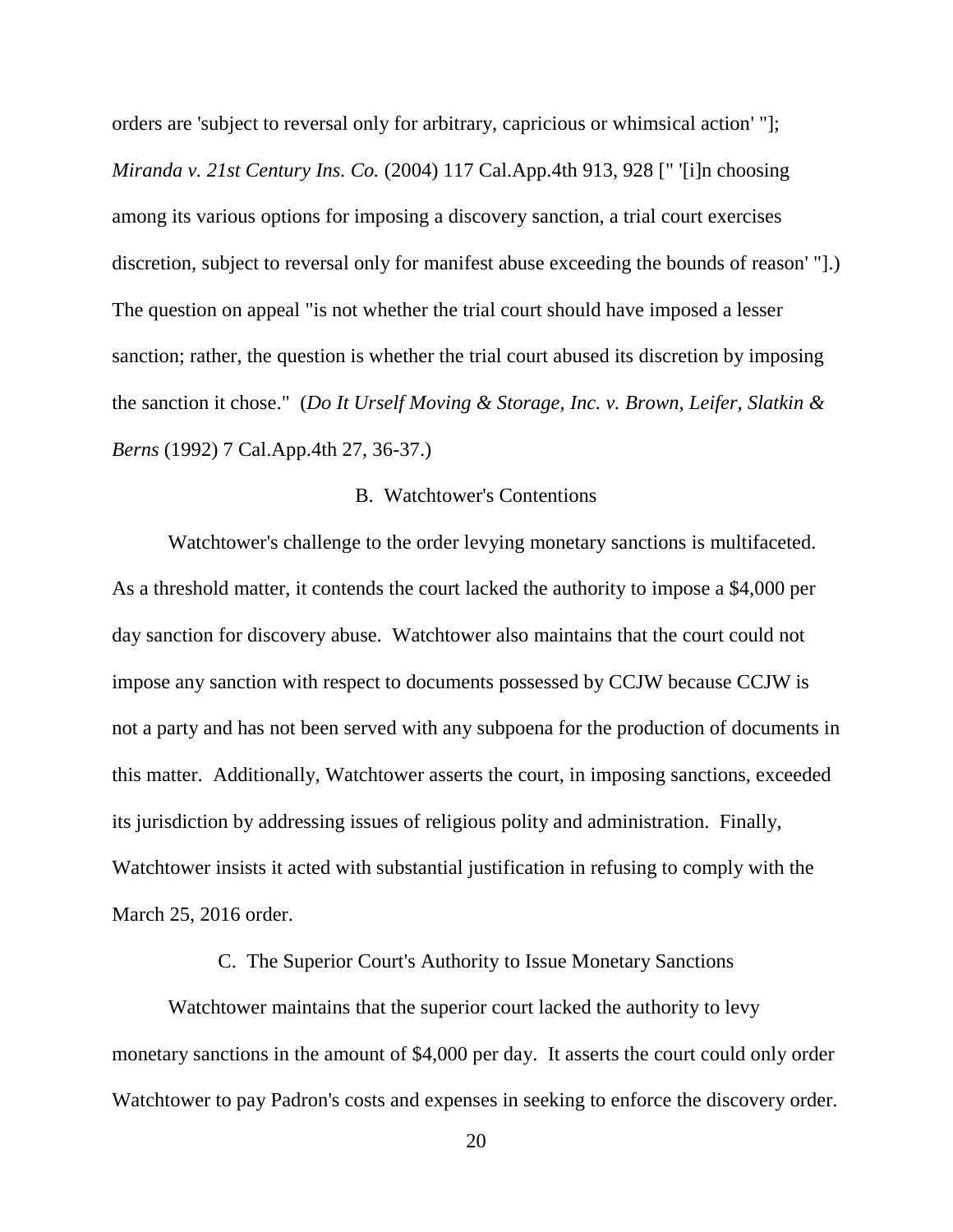orders are 'subject to reversal only for arbitrary, capricious or whimsical action' "]; *Miranda v. 21st Century Ins. Co.* (2004) 117 Cal.App.4th 913, 928 [" '[i]n choosing among its various options for imposing a discovery sanction, a trial court exercises discretion, subject to reversal only for manifest abuse exceeding the bounds of reason' "].) The question on appeal "is not whether the trial court should have imposed a lesser sanction; rather, the question is whether the trial court abused its discretion by imposing the sanction it chose." (*Do It Urself Moving & Storage, Inc. v. Brown, Leifer, Slatkin & Berns* (1992) 7 Cal.App.4th 27, 36-37.)

### B. Watchtower's Contentions

Watchtower's challenge to the order levying monetary sanctions is multifaceted. As a threshold matter, it contends the court lacked the authority to impose a $4,000 per day sanction for discovery abuse. Watchtower also maintains that the court could not impose any sanction with respect to documents possessed by CCJW because CCJW is not a party and has not been served with any subpoena for the production of documents in this matter. Additionally, Watchtower asserts the court, in imposing sanctions, exceeded its jurisdiction by addressing issues of religious polity and administration. Finally, Watchtower insists it acted with substantial justification in refusing to comply with the March 25, 2016 order.

### C. The Superior Court's Authority to Issue Monetary Sanctions

Watchtower maintains that the superior court lacked the authority to levy monetary sanctions in the amount of $4,000 per day. It asserts the court could only order Watchtower to pay Padron's costs and expenses in seeking to enforce the discovery order.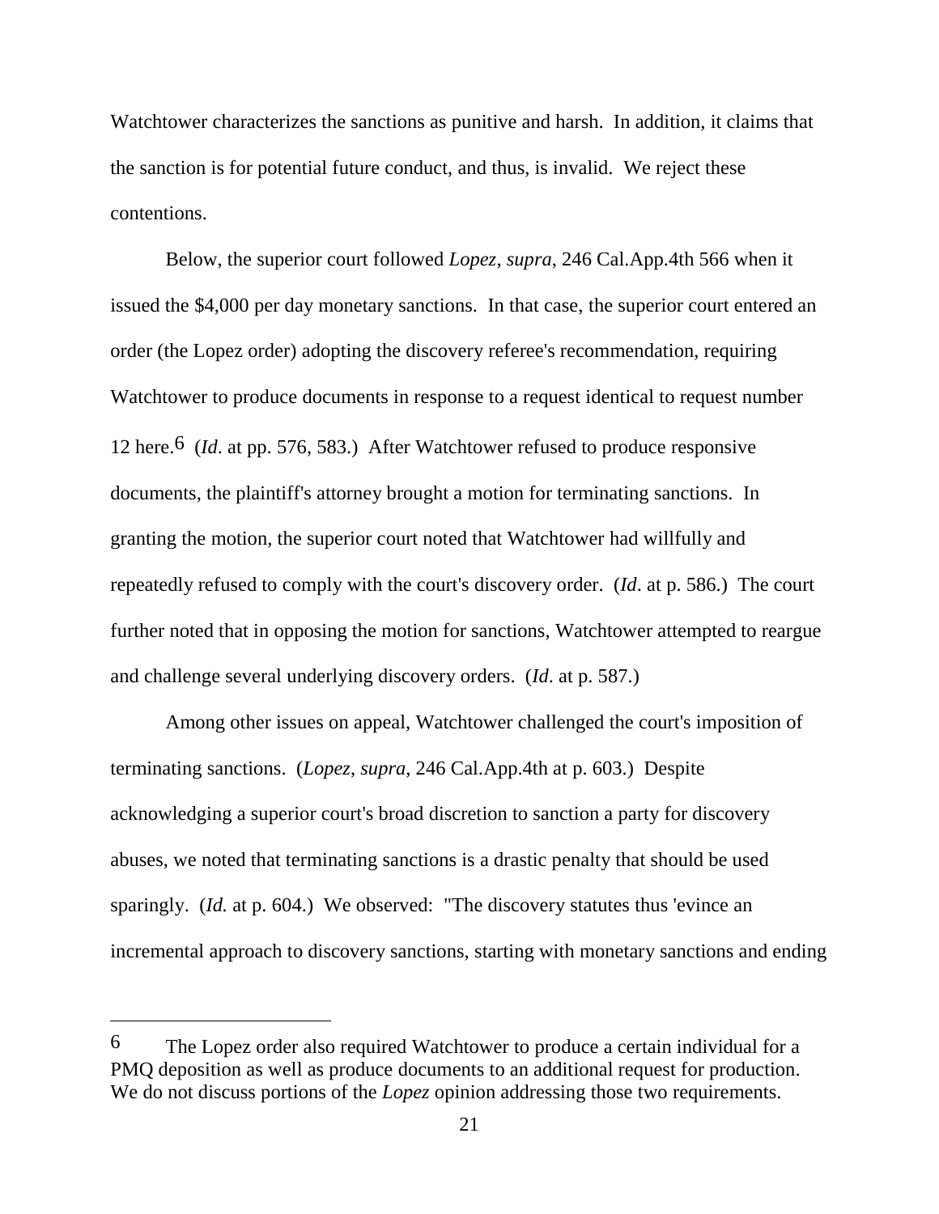Watchtower characterizes the sanctions as punitive and harsh. In addition, it claims that the sanction is for potential future conduct, and thus, is invalid. We reject these contentions.

Below, the superior court followed *Lopez, supra*, 246 Cal.App.4th 566 when it issued the $4,000 per day monetary sanctions. In that case, the superior court entered an order (the Lopez order) adopting the discovery referee's recommendation, requiring Watchtower to produce documents in response to a request identical to request number 12 here.[6] (*Id*. at pp. 576, 583.) After Watchtower refused to produce responsive documents, the plaintiff's attorney brought a motion for terminating sanctions. In granting the motion, the superior court noted that Watchtower had willfully and repeatedly refused to comply with the court's discovery order. (*Id*. at p. 586.) The court further noted that in opposing the motion for sanctions, Watchtower attempted to reargue and challenge several underlying discovery orders. (*Id*. at p. 587.)

Among other issues on appeal, Watchtower challenged the court's imposition of terminating sanctions. (*Lopez*, *supra*, 246 Cal.App.4th at p. 603.) Despite acknowledging a superior court's broad discretion to sanction a party for discovery abuses, we noted that terminating sanctions is a drastic penalty that should be used sparingly. (*Id.* at p. 604.) We observed: "The discovery statutes thus 'evince an incremental approach to discovery sanctions, starting with monetary sanctions and ending

---

[6] The Lopez order also required Watchtower to produce a certain individual for a PMQ deposition as well as produce documents to an additional request for production. We do not discuss portions of the *Lopez* opinion addressing those two requirements.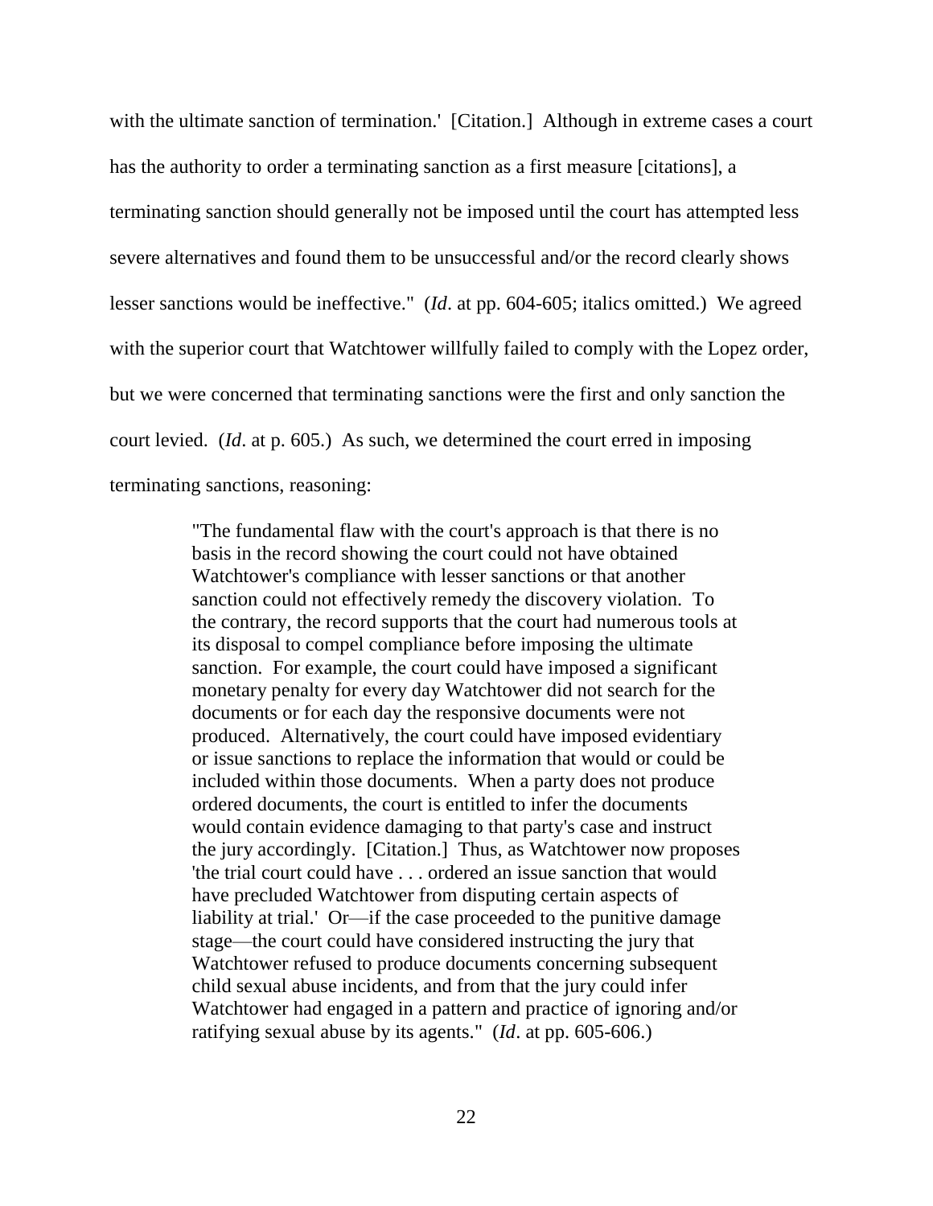with the ultimate sanction of termination.' [Citation.] Although in extreme cases a court has the authority to order a terminating sanction as a first measure [citations], a terminating sanction should generally not be imposed until the court has attempted less severe alternatives and found them to be unsuccessful and/or the record clearly shows lesser sanctions would be ineffective." (*Id*. at pp. 604-605; italics omitted.) We agreed with the superior court that Watchtower willfully failed to comply with the Lopez order, but we were concerned that terminating sanctions were the first and only sanction the court levied. (*Id*. at p. 605.) As such, we determined the court erred in imposing terminating sanctions, reasoning:

> "The fundamental flaw with the court's approach is that there is no basis in the record showing the court could not have obtained Watchtower's compliance with lesser sanctions or that another sanction could not effectively remedy the discovery violation. To the contrary, the record supports that the court had numerous tools at its disposal to compel compliance before imposing the ultimate sanction. For example, the court could have imposed a significant monetary penalty for every day Watchtower did not search for the documents or for each day the responsive documents were not produced. Alternatively, the court could have imposed evidentiary or issue sanctions to replace the information that would or could be included within those documents. When a party does not produce ordered documents, the court is entitled to infer the documents would contain evidence damaging to that party's case and instruct the jury accordingly. [Citation.] Thus, as Watchtower now proposes 'the trial court could have . . . ordered an issue sanction that would have precluded Watchtower from disputing certain aspects of liability at trial.' Or—if the case proceeded to the punitive damage stage—the court could have considered instructing the jury that Watchtower refused to produce documents concerning subsequent child sexual abuse incidents, and from that the jury could infer Watchtower had engaged in a pattern and practice of ignoring and/or ratifying sexual abuse by its agents." (*Id*. at pp. 605-606.)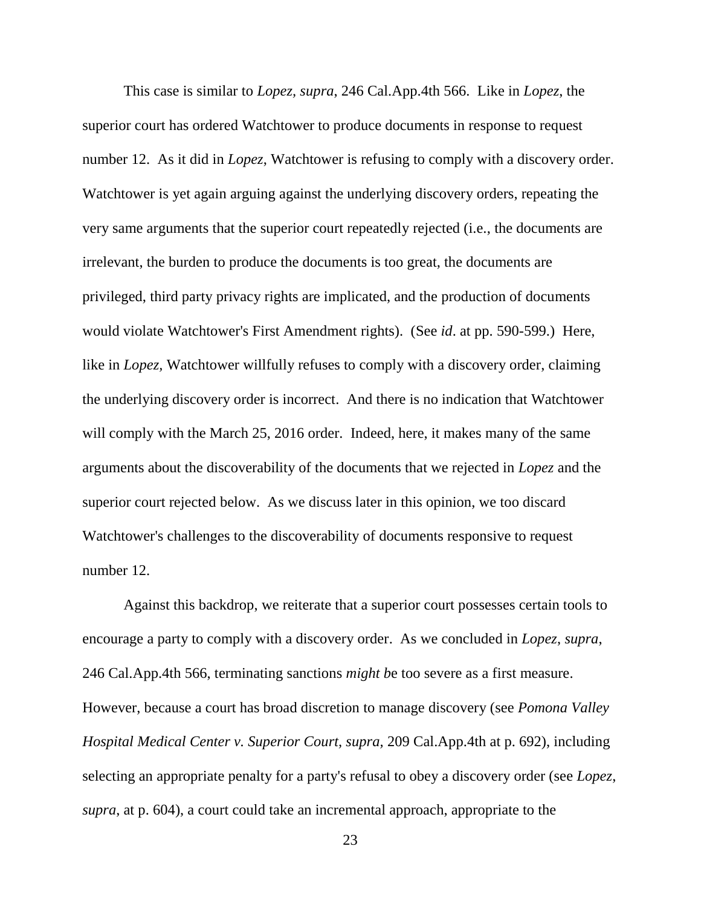This case is similar to *Lopez, supra*, 246 Cal.App.4th 566. Like in *Lopez*, the superior court has ordered Watchtower to produce documents in response to request number 12. As it did in *Lopez*, Watchtower is refusing to comply with a discovery order. Watchtower is yet again arguing against the underlying discovery orders, repeating the very same arguments that the superior court repeatedly rejected (i.e., the documents are irrelevant, the burden to produce the documents is too great, the documents are privileged, third party privacy rights are implicated, and the production of documents would violate Watchtower's First Amendment rights). (See *id*. at pp. 590-599.) Here, like in *Lopez*, Watchtower willfully refuses to comply with a discovery order, claiming the underlying discovery order is incorrect. And there is no indication that Watchtower will comply with the March 25, 2016 order. Indeed, here, it makes many of the same arguments about the discoverability of the documents that we rejected in *Lopez* and the superior court rejected below. As we discuss later in this opinion, we too discard Watchtower's challenges to the discoverability of documents responsive to request number 12.

Against this backdrop, we reiterate that a superior court possesses certain tools to encourage a party to comply with a discovery order. As we concluded in *Lopez, supra*, 246 Cal.App.4th 566, terminating sanctions *might b*e too severe as a first measure. However, because a court has broad discretion to manage discovery (see *Pomona Valley Hospital Medical Center v. Superior Court, supra*, 209 Cal.App.4th at p. 692), including selecting an appropriate penalty for a party's refusal to obey a discovery order (see *Lopez*, *supra*, at p. 604), a court could take an incremental approach, appropriate to the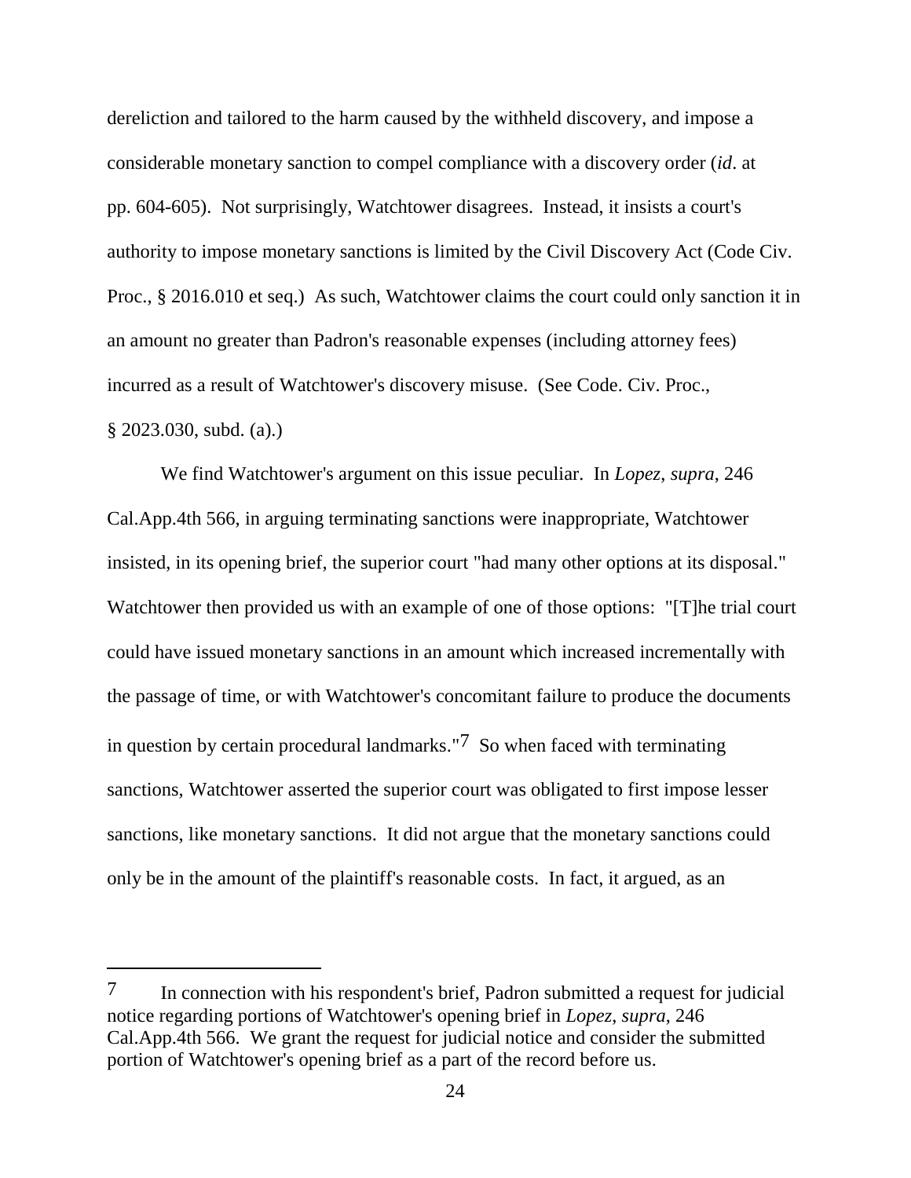dereliction and tailored to the harm caused by the withheld discovery, and impose a considerable monetary sanction to compel compliance with a discovery order (*id*. at pp. 604-605). Not surprisingly, Watchtower disagrees. Instead, it insists a court's authority to impose monetary sanctions is limited by the Civil Discovery Act (Code Civ. Proc., § 2016.010 et seq.) As such, Watchtower claims the court could only sanction it in an amount no greater than Padron's reasonable expenses (including attorney fees) incurred as a result of Watchtower's discovery misuse. (See Code. Civ. Proc., § 2023.030, subd. (a).)

We find Watchtower's argument on this issue peculiar. In *Lopez*, *supra*, 246 Cal.App.4th 566, in arguing terminating sanctions were inappropriate, Watchtower insisted, in its opening brief, the superior court "had many other options at its disposal." Watchtower then provided us with an example of one of those options: "[T]he trial court could have issued monetary sanctions in an amount which increased incrementally with the passage of time, or with Watchtower's concomitant failure to produce the documents in question by certain procedural landmarks."[7] So when faced with terminating sanctions, Watchtower asserted the superior court was obligated to first impose lesser sanctions, like monetary sanctions. It did not argue that the monetary sanctions could only be in the amount of the plaintiff's reasonable costs. In fact, it argued, as an

---

[7] In connection with his respondent's brief, Padron submitted a request for judicial notice regarding portions of Watchtower's opening brief in *Lopez*, *supra*, 246 Cal.App.4th 566. We grant the request for judicial notice and consider the submitted portion of Watchtower's opening brief as a part of the record before us.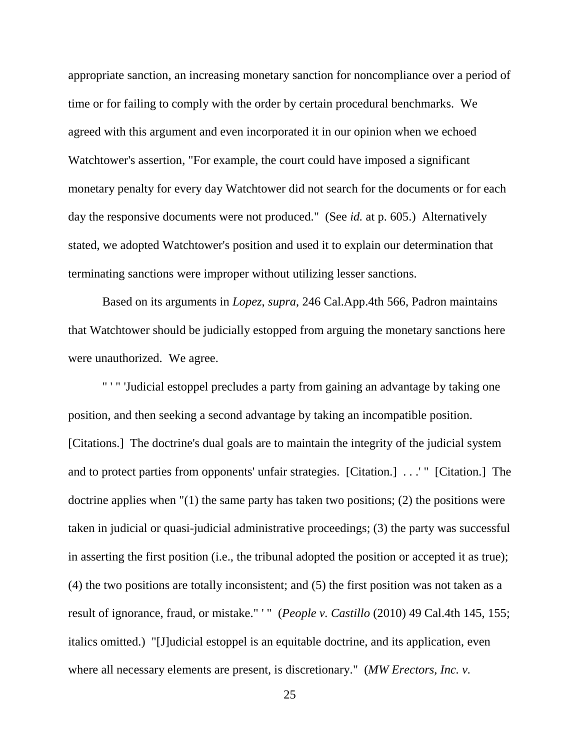appropriate sanction, an increasing monetary sanction for noncompliance over a period of time or for failing to comply with the order by certain procedural benchmarks. We agreed with this argument and even incorporated it in our opinion when we echoed Watchtower's assertion, "For example, the court could have imposed a significant monetary penalty for every day Watchtower did not search for the documents or for each day the responsive documents were not produced." (See *id.* at p. 605.) Alternatively stated, we adopted Watchtower's position and used it to explain our determination that terminating sanctions were improper without utilizing lesser sanctions.

Based on its arguments in *Lopez*, *supra*, 246 Cal.App.4th 566, Padron maintains that Watchtower should be judicially estopped from arguing the monetary sanctions here were unauthorized. We agree.

" ' " 'Judicial estoppel precludes a party from gaining an advantage by taking one position, and then seeking a second advantage by taking an incompatible position. [Citations.] The doctrine's dual goals are to maintain the integrity of the judicial system and to protect parties from opponents' unfair strategies. [Citation.] . . .' " [Citation.] The doctrine applies when "(1) the same party has taken two positions; (2) the positions were taken in judicial or quasi-judicial administrative proceedings; (3) the party was successful in asserting the first position (i.e., the tribunal adopted the position or accepted it as true); (4) the two positions are totally inconsistent; and (5) the first position was not taken as a result of ignorance, fraud, or mistake." ' " (*People v. Castillo* (2010) 49 Cal.4th 145, 155; italics omitted.) "[J]udicial estoppel is an equitable doctrine, and its application, even where all necessary elements are present, is discretionary." (*MW Erectors, Inc. v.*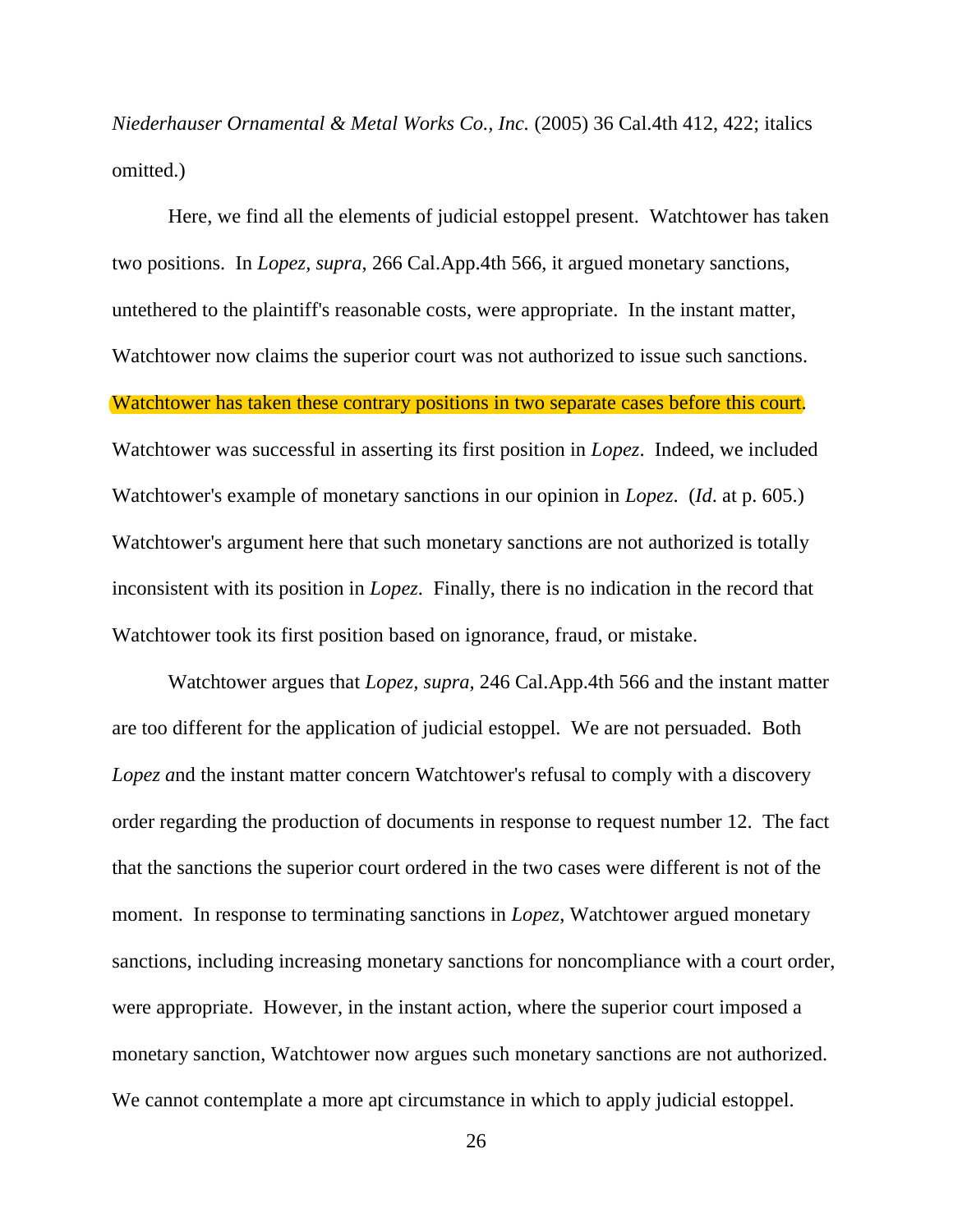*Niederhauser Ornamental & Metal Works Co., Inc.* (2005) 36 Cal.4th 412, 422; italics omitted.)

Here, we find all the elements of judicial estoppel present. Watchtower has taken two positions. In *Lopez, supra*, 266 Cal.App.4th 566, it argued monetary sanctions, untethered to the plaintiff's reasonable costs, were appropriate. In the instant matter, Watchtower now claims the superior court was not authorized to issue such sanctions. Watchtower has taken these contrary positions in two separate cases before this court. Watchtower was successful in asserting its first position in *Lopez*. Indeed, we included Watchtower's example of monetary sanctions in our opinion in *Lopez*. (*Id*. at p. 605.) Watchtower's argument here that such monetary sanctions are not authorized is totally inconsistent with its position in *Lopez*. Finally, there is no indication in the record that Watchtower took its first position based on ignorance, fraud, or mistake.

Watchtower argues that *Lopez*, *supra*, 246 Cal.App.4th 566 and the instant matter are too different for the application of judicial estoppel. We are not persuaded. Both *Lopez a*nd the instant matter concern Watchtower's refusal to comply with a discovery order regarding the production of documents in response to request number 12. The fact that the sanctions the superior court ordered in the two cases were different is not of the moment. In response to terminating sanctions in *Lopez*, Watchtower argued monetary sanctions, including increasing monetary sanctions for noncompliance with a court order, were appropriate. However, in the instant action, where the superior court imposed a monetary sanction, Watchtower now argues such monetary sanctions are not authorized. We cannot contemplate a more apt circumstance in which to apply judicial estoppel.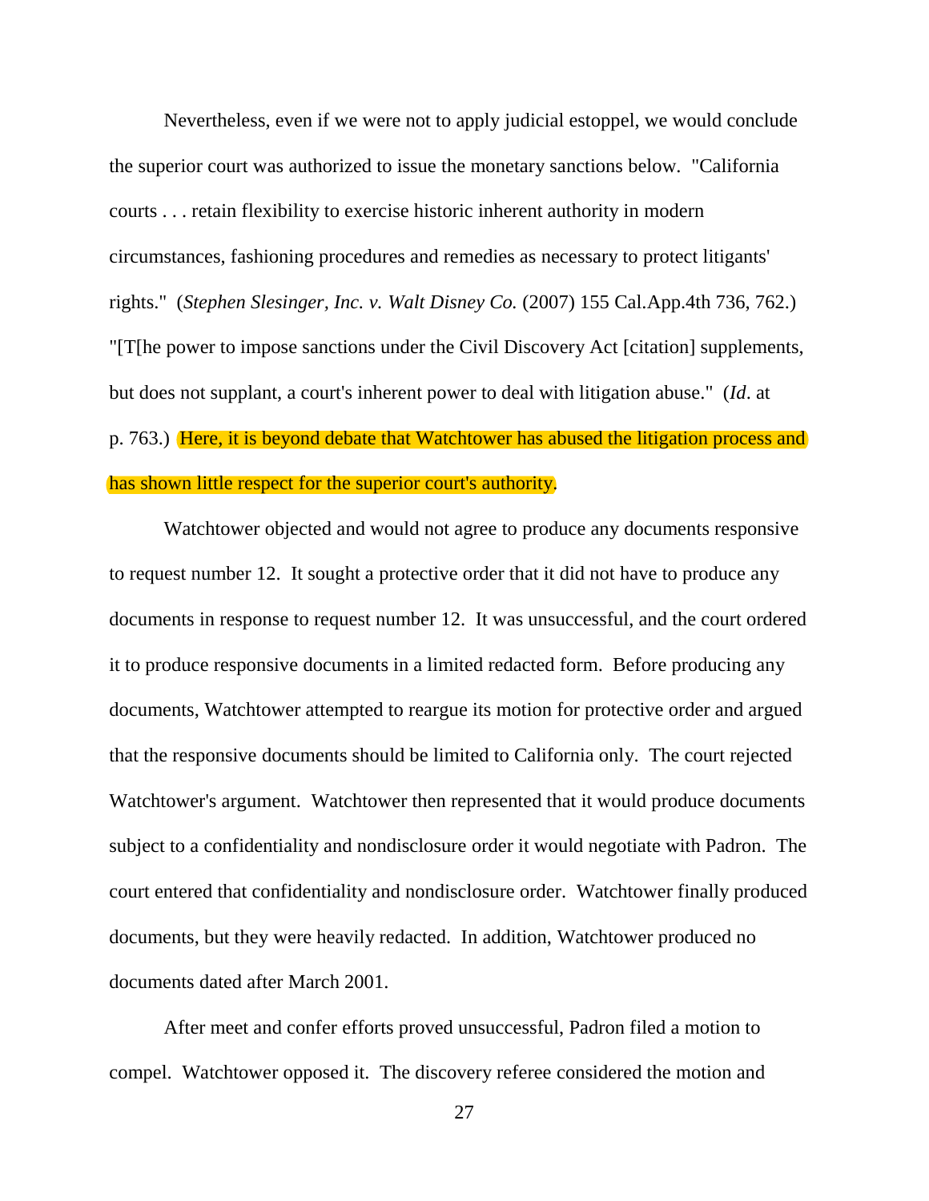Nevertheless, even if we were not to apply judicial estoppel, we would conclude the superior court was authorized to issue the monetary sanctions below. "California courts . . . retain flexibility to exercise historic inherent authority in modern circumstances, fashioning procedures and remedies as necessary to protect litigants' rights." (*Stephen Slesinger, Inc. v. Walt Disney Co.* (2007) 155 Cal.App.4th 736, 762.) "[T[he power to impose sanctions under the Civil Discovery Act [citation] supplements, but does not supplant, a court's inherent power to deal with litigation abuse." (*Id*. at p. 763.) Here, it is beyond debate that Watchtower has abused the litigation process and has shown little respect for the superior court's authority.

Watchtower objected and would not agree to produce any documents responsive to request number 12. It sought a protective order that it did not have to produce any documents in response to request number 12. It was unsuccessful, and the court ordered it to produce responsive documents in a limited redacted form. Before producing any documents, Watchtower attempted to reargue its motion for protective order and argued that the responsive documents should be limited to California only. The court rejected Watchtower's argument. Watchtower then represented that it would produce documents subject to a confidentiality and nondisclosure order it would negotiate with Padron. The court entered that confidentiality and nondisclosure order. Watchtower finally produced documents, but they were heavily redacted. In addition, Watchtower produced no documents dated after March 2001.

After meet and confer efforts proved unsuccessful, Padron filed a motion to compel. Watchtower opposed it. The discovery referee considered the motion and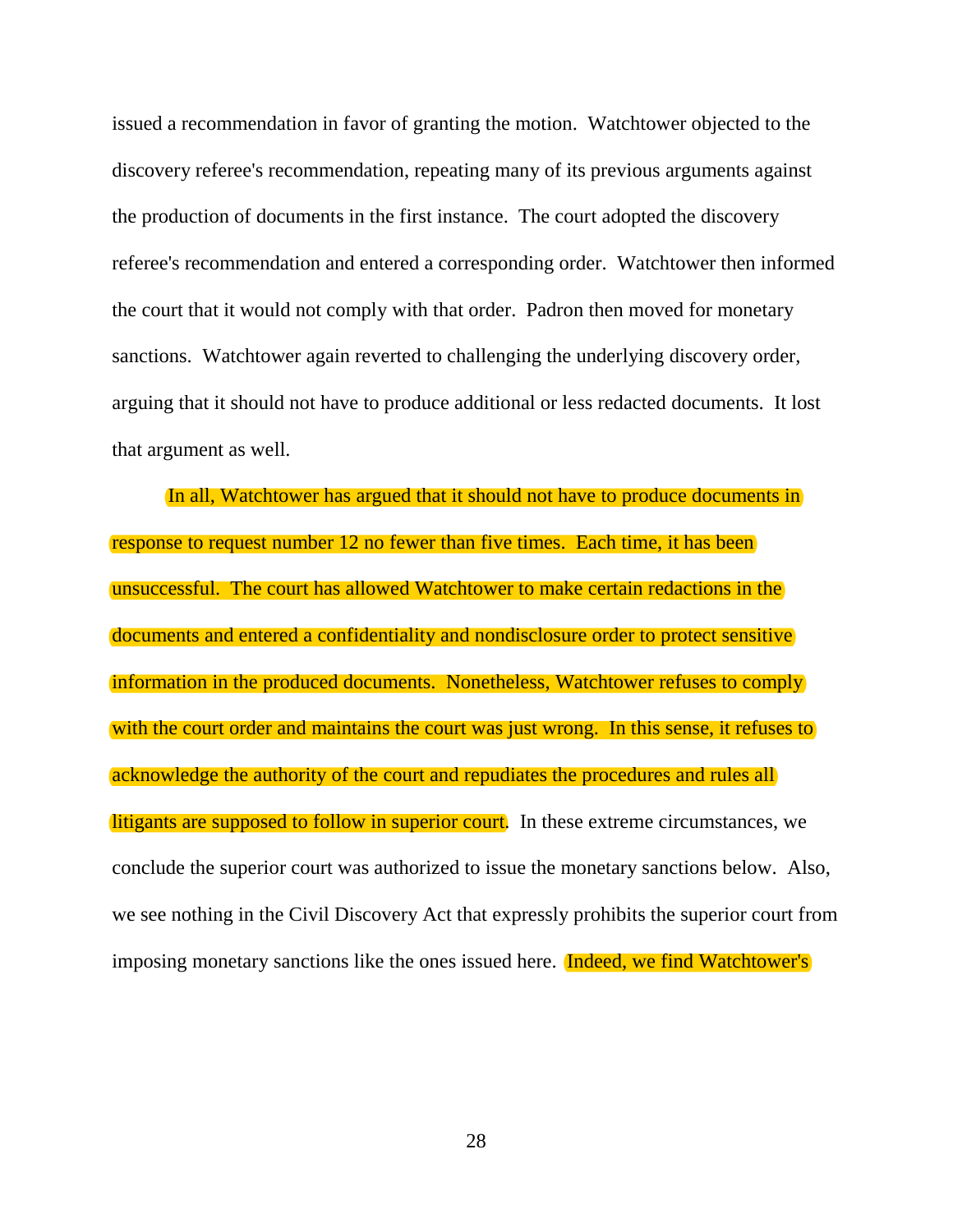issued a recommendation in favor of granting the motion. Watchtower objected to the discovery referee's recommendation, repeating many of its previous arguments against the production of documents in the first instance. The court adopted the discovery referee's recommendation and entered a corresponding order. Watchtower then informed the court that it would not comply with that order. Padron then moved for monetary sanctions. Watchtower again reverted to challenging the underlying discovery order, arguing that it should not have to produce additional or less redacted documents. It lost that argument as well.

In all, Watchtower has argued that it should not have to produce documents in response to request number 12 no fewer than five times. Each time, it has been unsuccessful. The court has allowed Watchtower to make certain redactions in the documents and entered a confidentiality and nondisclosure order to protect sensitive information in the produced documents. Nonetheless, Watchtower refuses to comply with the court order and maintains the court was just wrong. In this sense, it refuses to acknowledge the authority of the court and repudiates the procedures and rules all litigants are supposed to follow in superior court. In these extreme circumstances, we conclude the superior court was authorized to issue the monetary sanctions below. Also, we see nothing in the Civil Discovery Act that expressly prohibits the superior court from imposing monetary sanctions like the ones issued here. Indeed, we find Watchtower's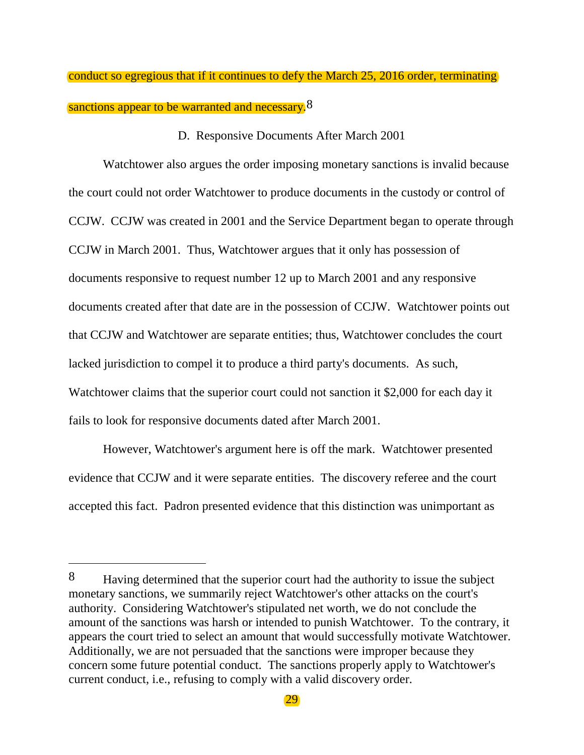conduct so egregious that if it continues to defy the March 25, 2016 order, terminating sanctions appear to be warranted and necessary.[8]

D. Responsive Documents After March 2001

Watchtower also argues the order imposing monetary sanctions is invalid because the court could not order Watchtower to produce documents in the custody or control of CCJW. CCJW was created in 2001 and the Service Department began to operate through CCJW in March 2001. Thus, Watchtower argues that it only has possession of documents responsive to request number 12 up to March 2001 and any responsive documents created after that date are in the possession of CCJW. Watchtower points out that CCJW and Watchtower are separate entities; thus, Watchtower concludes the court lacked jurisdiction to compel it to produce a third party's documents. As such, Watchtower claims that the superior court could not sanction it $2,000 for each day it fails to look for responsive documents dated after March 2001.

However, Watchtower's argument here is off the mark. Watchtower presented evidence that CCJW and it were separate entities. The discovery referee and the court accepted this fact. Padron presented evidence that this distinction was unimportant as

---

[8] Having determined that the superior court had the authority to issue the subject monetary sanctions, we summarily reject Watchtower's other attacks on the court's authority. Considering Watchtower's stipulated net worth, we do not conclude the amount of the sanctions was harsh or intended to punish Watchtower. To the contrary, it appears the court tried to select an amount that would successfully motivate Watchtower. Additionally, we are not persuaded that the sanctions were improper because they concern some future potential conduct. The sanctions properly apply to Watchtower's current conduct, i.e., refusing to comply with a valid discovery order.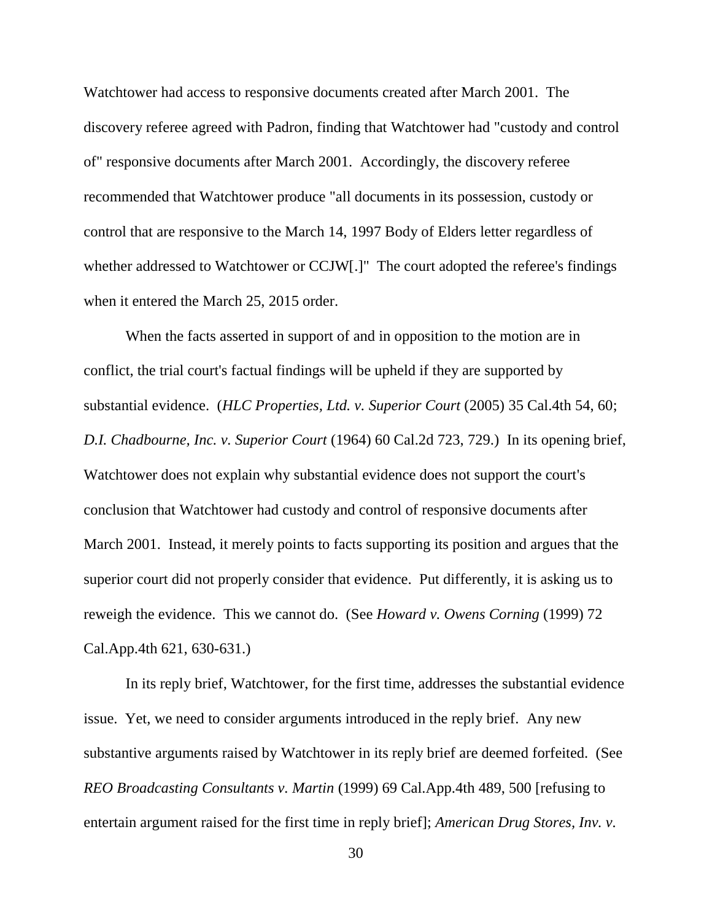Watchtower had access to responsive documents created after March 2001. The discovery referee agreed with Padron, finding that Watchtower had "custody and control of" responsive documents after March 2001. Accordingly, the discovery referee recommended that Watchtower produce "all documents in its possession, custody or control that are responsive to the March 14, 1997 Body of Elders letter regardless of whether addressed to Watchtower or CCJW[.]" The court adopted the referee's findings when it entered the March 25, 2015 order.

When the facts asserted in support of and in opposition to the motion are in conflict, the trial court's factual findings will be upheld if they are supported by substantial evidence. (*HLC Properties, Ltd. v. Superior Court* (2005) 35 Cal.4th 54, 60; *D.I. Chadbourne, Inc. v. Superior Court* (1964) 60 Cal.2d 723, 729.) In its opening brief, Watchtower does not explain why substantial evidence does not support the court's conclusion that Watchtower had custody and control of responsive documents after March 2001. Instead, it merely points to facts supporting its position and argues that the superior court did not properly consider that evidence. Put differently, it is asking us to reweigh the evidence. This we cannot do. (See *Howard v. Owens Corning* (1999) 72 Cal.App.4th 621, 630-631.)

In its reply brief, Watchtower, for the first time, addresses the substantial evidence issue. Yet, we need to consider arguments introduced in the reply brief. Any new substantive arguments raised by Watchtower in its reply brief are deemed forfeited. (See *REO Broadcasting Consultants v. Martin* (1999) 69 Cal.App.4th 489, 500 [refusing to entertain argument raised for the first time in reply brief]; *American Drug Stores, Inv. v.*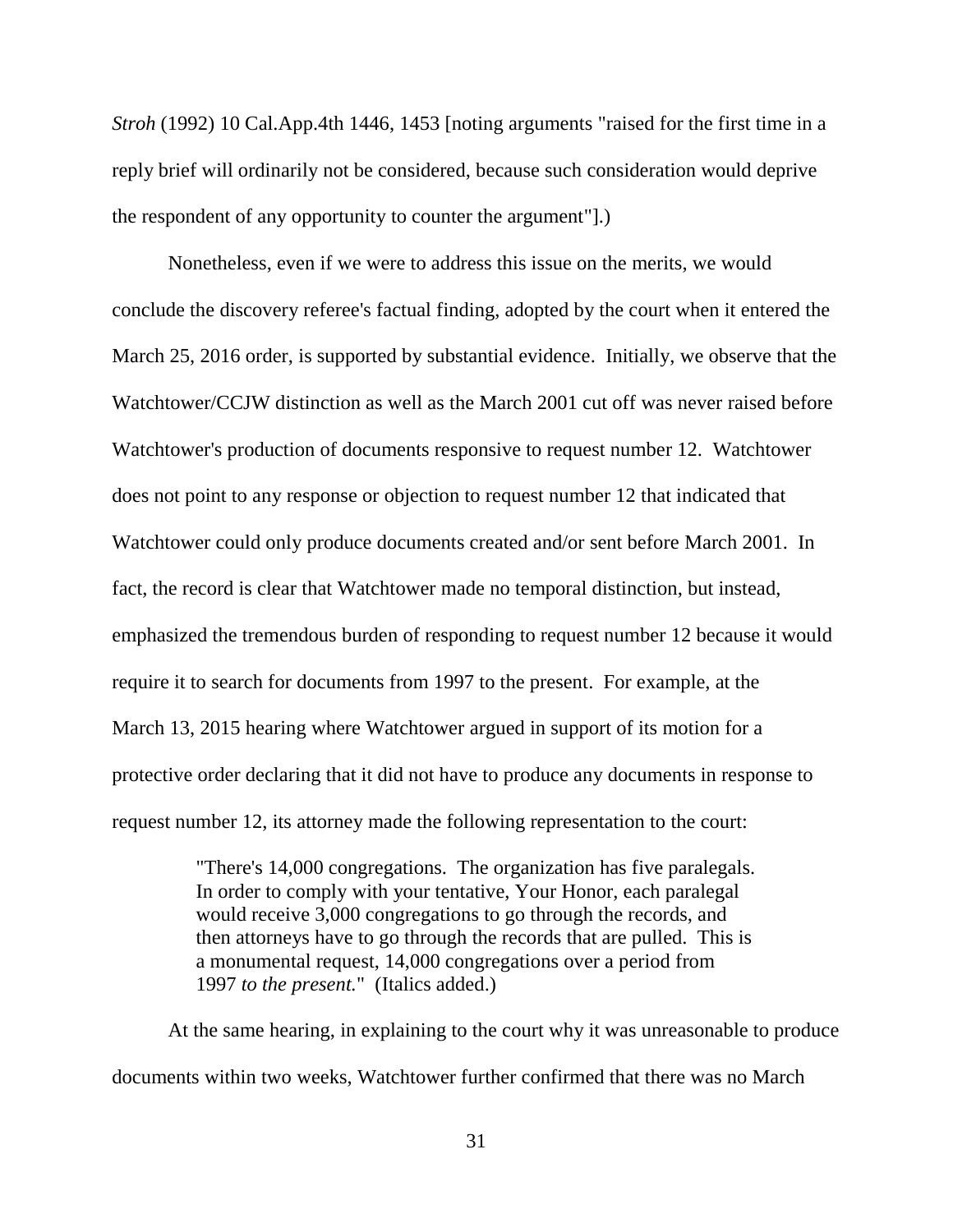*Stroh* (1992) 10 Cal.App.4th 1446, 1453 [noting arguments "raised for the first time in a reply brief will ordinarily not be considered, because such consideration would deprive the respondent of any opportunity to counter the argument"].)

Nonetheless, even if we were to address this issue on the merits, we would conclude the discovery referee's factual finding, adopted by the court when it entered the March 25, 2016 order, is supported by substantial evidence. Initially, we observe that the Watchtower/CCJW distinction as well as the March 2001 cut off was never raised before Watchtower's production of documents responsive to request number 12. Watchtower does not point to any response or objection to request number 12 that indicated that Watchtower could only produce documents created and/or sent before March 2001. In fact, the record is clear that Watchtower made no temporal distinction, but instead, emphasized the tremendous burden of responding to request number 12 because it would require it to search for documents from 1997 to the present. For example, at the March 13, 2015 hearing where Watchtower argued in support of its motion for a protective order declaring that it did not have to produce any documents in response to request number 12, its attorney made the following representation to the court:

> "There's 14,000 congregations. The organization has five paralegals. In order to comply with your tentative, Your Honor, each paralegal would receive 3,000 congregations to go through the records, and then attorneys have to go through the records that are pulled. This is a monumental request, 14,000 congregations over a period from 1997 *to the present.*" (Italics added.)

At the same hearing, in explaining to the court why it was unreasonable to produce documents within two weeks, Watchtower further confirmed that there was no March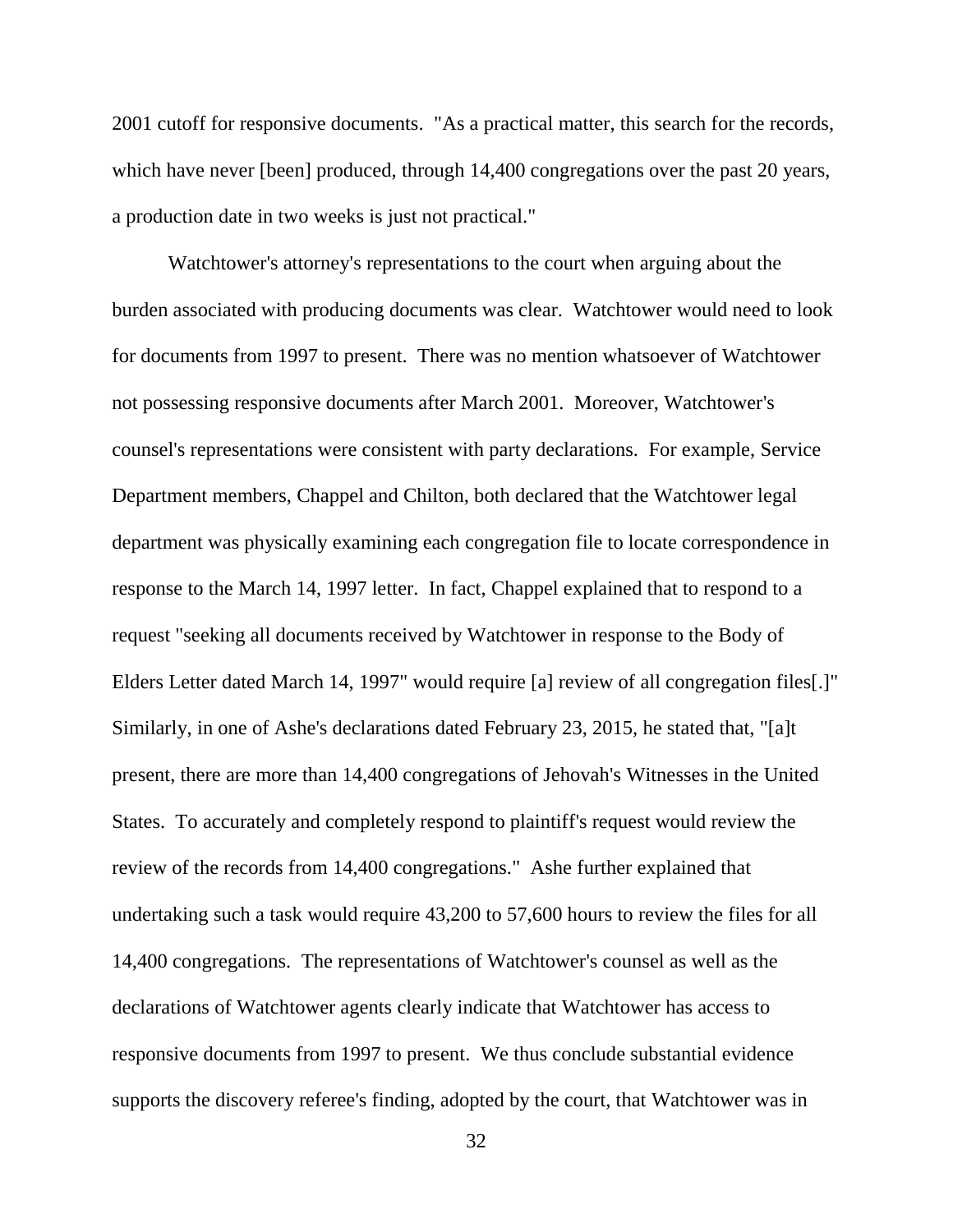2001 cutoff for responsive documents. "As a practical matter, this search for the records, which have never [been] produced, through 14,400 congregations over the past 20 years, a production date in two weeks is just not practical."

Watchtower's attorney's representations to the court when arguing about the burden associated with producing documents was clear. Watchtower would need to look for documents from 1997 to present. There was no mention whatsoever of Watchtower not possessing responsive documents after March 2001. Moreover, Watchtower's counsel's representations were consistent with party declarations. For example, Service Department members, Chappel and Chilton, both declared that the Watchtower legal department was physically examining each congregation file to locate correspondence in response to the March 14, 1997 letter. In fact, Chappel explained that to respond to a request "seeking all documents received by Watchtower in response to the Body of Elders Letter dated March 14, 1997" would require [a] review of all congregation files[.]" Similarly, in one of Ashe's declarations dated February 23, 2015, he stated that, "[a]t present, there are more than 14,400 congregations of Jehovah's Witnesses in the United States. To accurately and completely respond to plaintiff's request would review the review of the records from 14,400 congregations." Ashe further explained that undertaking such a task would require 43,200 to 57,600 hours to review the files for all 14,400 congregations. The representations of Watchtower's counsel as well as the declarations of Watchtower agents clearly indicate that Watchtower has access to responsive documents from 1997 to present. We thus conclude substantial evidence supports the discovery referee's finding, adopted by the court, that Watchtower was in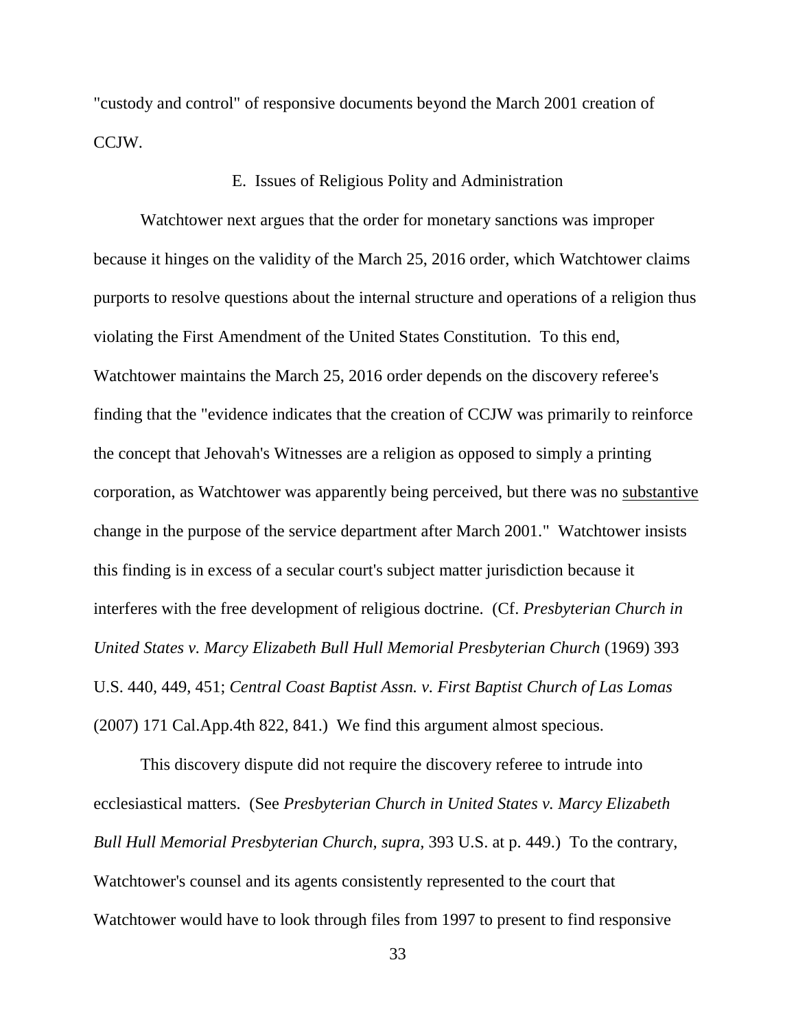"custody and control" of responsive documents beyond the March 2001 creation of CCJW.

E. Issues of Religious Polity and Administration

Watchtower next argues that the order for monetary sanctions was improper because it hinges on the validity of the March 25, 2016 order, which Watchtower claims purports to resolve questions about the internal structure and operations of a religion thus violating the First Amendment of the United States Constitution. To this end, Watchtower maintains the March 25, 2016 order depends on the discovery referee's finding that the "evidence indicates that the creation of CCJW was primarily to reinforce the concept that Jehovah's Witnesses are a religion as opposed to simply a printing corporation, as Watchtower was apparently being perceived, but there was no <u>substantive</u> change in the purpose of the service department after March 2001." Watchtower insists this finding is in excess of a secular court's subject matter jurisdiction because it interferes with the free development of religious doctrine. (Cf. *Presbyterian Church in United States v. Marcy Elizabeth Bull Hull Memorial Presbyterian Church* (1969) 393 U.S. 440, 449, 451; *Central Coast Baptist Assn. v. First Baptist Church of Las Lomas* (2007) 171 Cal.App.4th 822, 841.) We find this argument almost specious.

This discovery dispute did not require the discovery referee to intrude into ecclesiastical matters. (See *Presbyterian Church in United States v. Marcy Elizabeth Bull Hull Memorial Presbyterian Church, supra,* 393 U.S. at p. 449.) To the contrary, Watchtower's counsel and its agents consistently represented to the court that Watchtower would have to look through files from 1997 to present to find responsive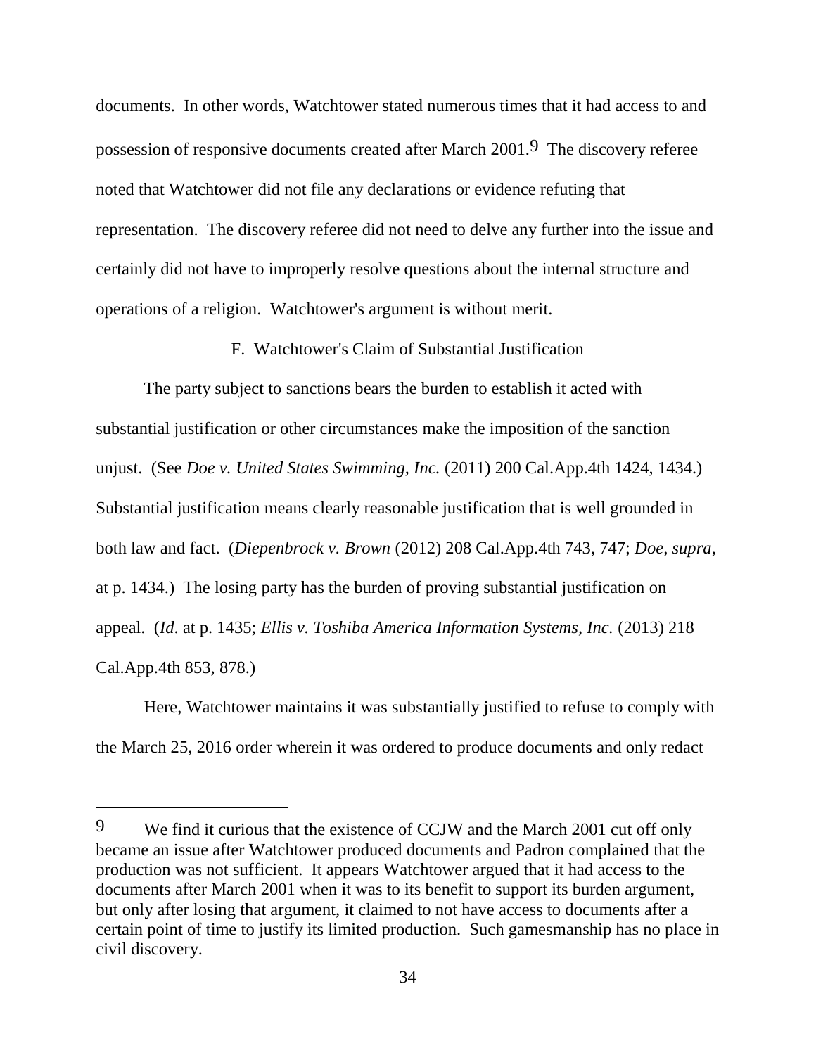documents. In other words, Watchtower stated numerous times that it had access to and possession of responsive documents created after March 2001.[9] The discovery referee noted that Watchtower did not file any declarations or evidence refuting that representation. The discovery referee did not need to delve any further into the issue and certainly did not have to improperly resolve questions about the internal structure and operations of a religion. Watchtower's argument is without merit.

### F. Watchtower's Claim of Substantial Justification

The party subject to sanctions bears the burden to establish it acted with substantial justification or other circumstances make the imposition of the sanction unjust. (See *Doe v. United States Swimming, Inc.* (2011) 200 Cal.App.4th 1424, 1434.) Substantial justification means clearly reasonable justification that is well grounded in both law and fact. (*Diepenbrock v. Brown* (2012) 208 Cal.App.4th 743, 747; *Doe, supra*, at p. 1434.) The losing party has the burden of proving substantial justification on appeal. (*Id*. at p. 1435; *Ellis v. Toshiba America Information Systems, Inc.* (2013) 218 Cal.App.4th 853, 878.)

Here, Watchtower maintains it was substantially justified to refuse to comply with the March 25, 2016 order wherein it was ordered to produce documents and only redact

---

[9] We find it curious that the existence of CCJW and the March 2001 cut off only became an issue after Watchtower produced documents and Padron complained that the production was not sufficient. It appears Watchtower argued that it had access to the documents after March 2001 when it was to its benefit to support its burden argument, but only after losing that argument, it claimed to not have access to documents after a certain point of time to justify its limited production. Such gamesmanship has no place in civil discovery.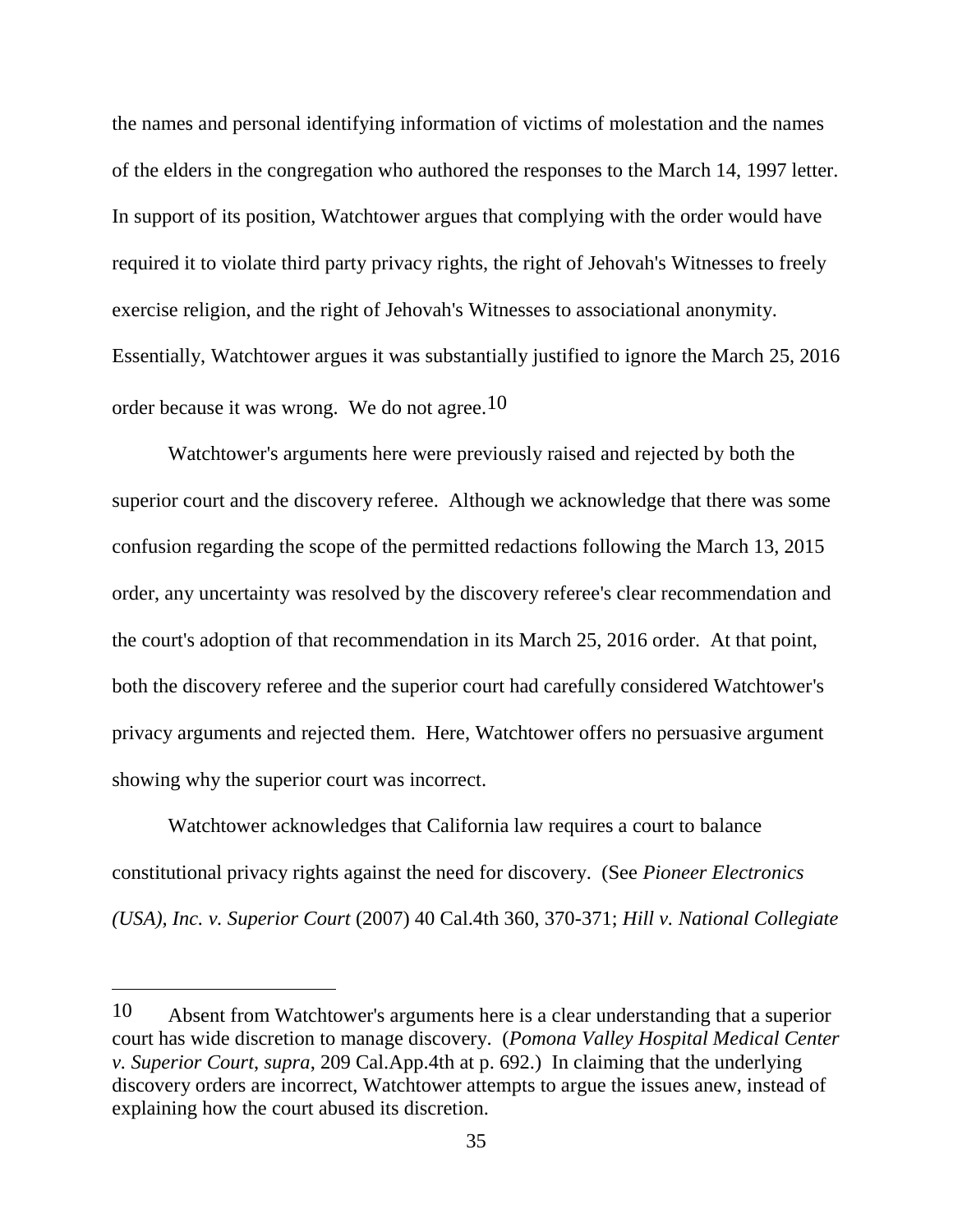the names and personal identifying information of victims of molestation and the names of the elders in the congregation who authored the responses to the March 14, 1997 letter. In support of its position, Watchtower argues that complying with the order would have required it to violate third party privacy rights, the right of Jehovah's Witnesses to freely exercise religion, and the right of Jehovah's Witnesses to associational anonymity. Essentially, Watchtower argues it was substantially justified to ignore the March 25, 2016 order because it was wrong. We do not agree.[10]

Watchtower's arguments here were previously raised and rejected by both the superior court and the discovery referee. Although we acknowledge that there was some confusion regarding the scope of the permitted redactions following the March 13, 2015 order, any uncertainty was resolved by the discovery referee's clear recommendation and the court's adoption of that recommendation in its March 25, 2016 order. At that point, both the discovery referee and the superior court had carefully considered Watchtower's privacy arguments and rejected them. Here, Watchtower offers no persuasive argument showing why the superior court was incorrect.

Watchtower acknowledges that California law requires a court to balance constitutional privacy rights against the need for discovery. (See *Pioneer Electronics (USA), Inc. v. Superior Court* (2007) 40 Cal.4th 360, 370-371; *Hill v. National Collegiate*

---

[10] Absent from Watchtower's arguments here is a clear understanding that a superior court has wide discretion to manage discovery. (*Pomona Valley Hospital Medical Center v. Superior Court*, *supra*, 209 Cal.App.4th at p. 692.) In claiming that the underlying discovery orders are incorrect, Watchtower attempts to argue the issues anew, instead of explaining how the court abused its discretion.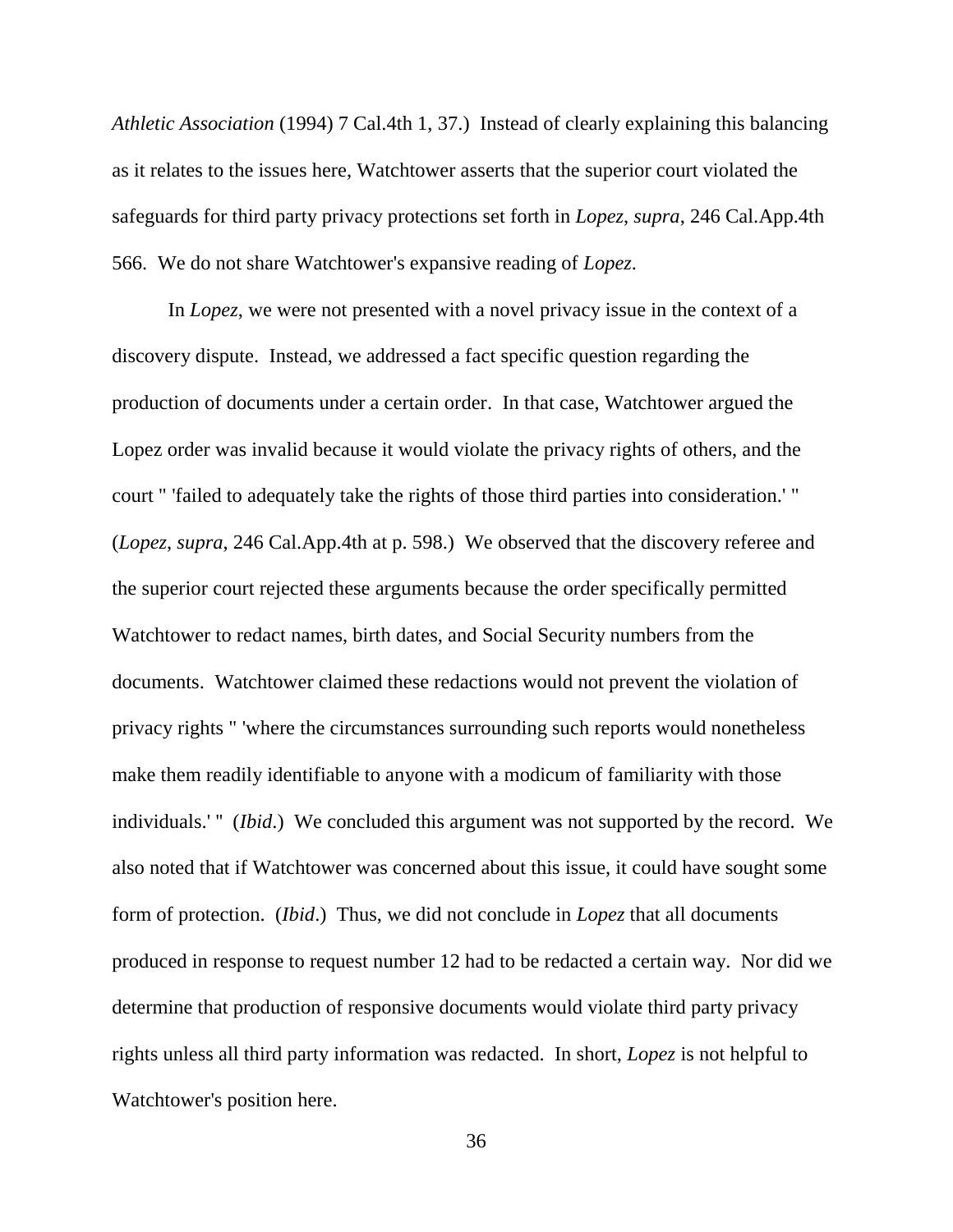*Athletic Association* (1994) 7 Cal.4th 1, 37.) Instead of clearly explaining this balancing as it relates to the issues here, Watchtower asserts that the superior court violated the safeguards for third party privacy protections set forth in *Lopez*, *supra*, 246 Cal.App.4th 566. We do not share Watchtower's expansive reading of *Lopez*.

In *Lopez*, we were not presented with a novel privacy issue in the context of a discovery dispute. Instead, we addressed a fact specific question regarding the production of documents under a certain order. In that case, Watchtower argued the Lopez order was invalid because it would violate the privacy rights of others, and the court " 'failed to adequately take the rights of those third parties into consideration.' " (*Lopez*, *supra*, 246 Cal.App.4th at p. 598.) We observed that the discovery referee and the superior court rejected these arguments because the order specifically permitted Watchtower to redact names, birth dates, and Social Security numbers from the documents. Watchtower claimed these redactions would not prevent the violation of privacy rights " 'where the circumstances surrounding such reports would nonetheless make them readily identifiable to anyone with a modicum of familiarity with those individuals.' " (*Ibid*.) We concluded this argument was not supported by the record. We also noted that if Watchtower was concerned about this issue, it could have sought some form of protection. (*Ibid*.) Thus, we did not conclude in *Lopez* that all documents produced in response to request number 12 had to be redacted a certain way. Nor did we determine that production of responsive documents would violate third party privacy rights unless all third party information was redacted. In short, *Lopez* is not helpful to Watchtower's position here.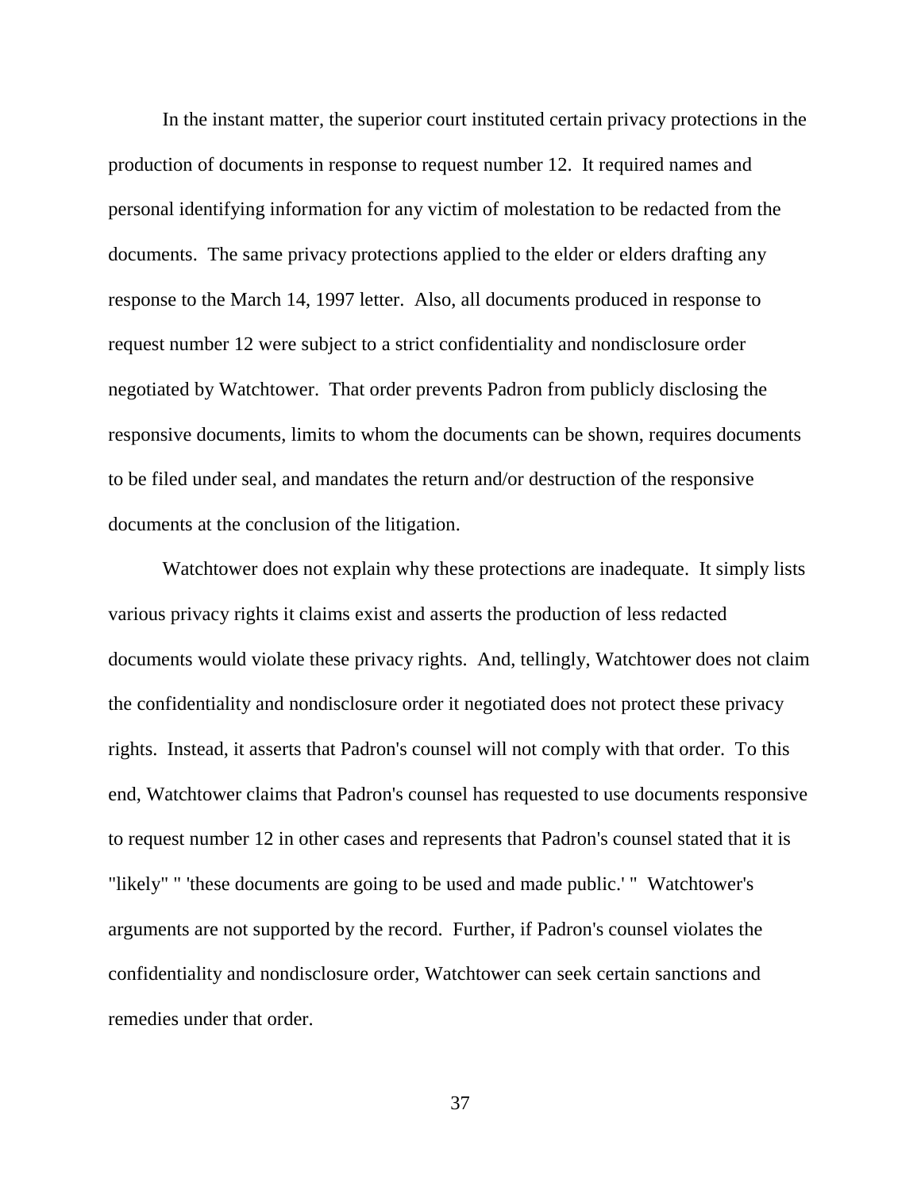In the instant matter, the superior court instituted certain privacy protections in the production of documents in response to request number 12. It required names and personal identifying information for any victim of molestation to be redacted from the documents. The same privacy protections applied to the elder or elders drafting any response to the March 14, 1997 letter. Also, all documents produced in response to request number 12 were subject to a strict confidentiality and nondisclosure order negotiated by Watchtower. That order prevents Padron from publicly disclosing the responsive documents, limits to whom the documents can be shown, requires documents to be filed under seal, and mandates the return and/or destruction of the responsive documents at the conclusion of the litigation.

Watchtower does not explain why these protections are inadequate. It simply lists various privacy rights it claims exist and asserts the production of less redacted documents would violate these privacy rights. And, tellingly, Watchtower does not claim the confidentiality and nondisclosure order it negotiated does not protect these privacy rights. Instead, it asserts that Padron's counsel will not comply with that order. To this end, Watchtower claims that Padron's counsel has requested to use documents responsive to request number 12 in other cases and represents that Padron's counsel stated that it is "likely" " 'these documents are going to be used and made public.' " Watchtower's arguments are not supported by the record. Further, if Padron's counsel violates the confidentiality and nondisclosure order, Watchtower can seek certain sanctions and remedies under that order.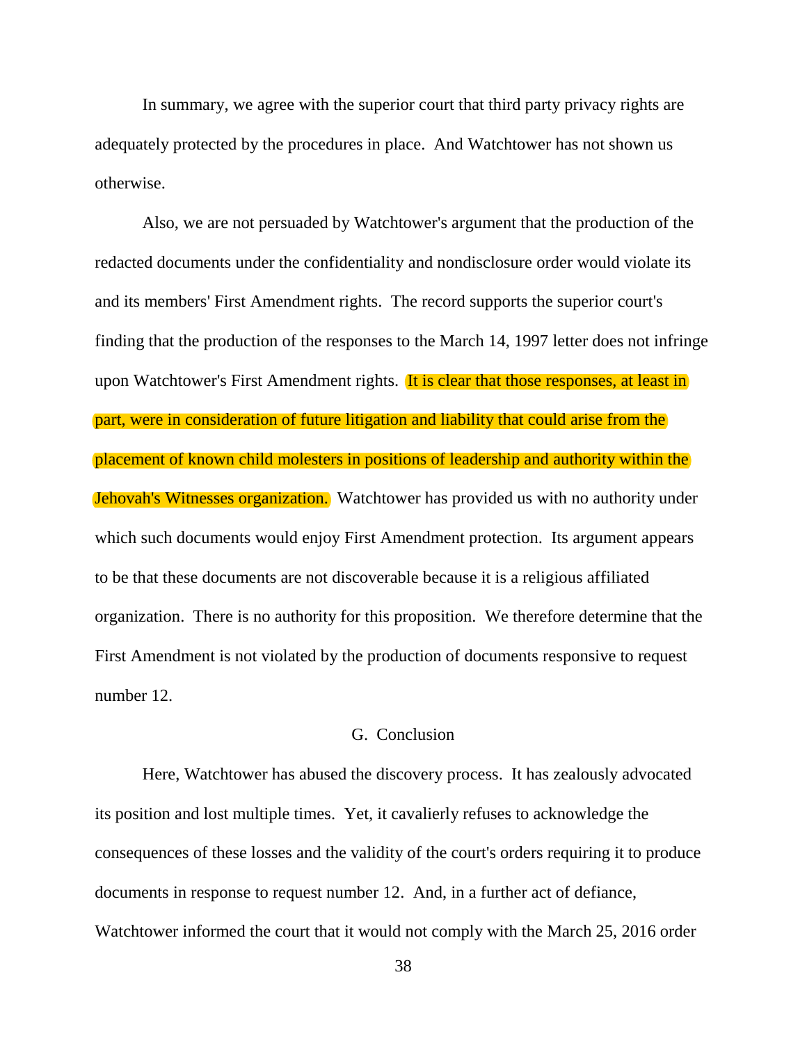In summary, we agree with the superior court that third party privacy rights are adequately protected by the procedures in place. And Watchtower has not shown us otherwise.

Also, we are not persuaded by Watchtower's argument that the production of the redacted documents under the confidentiality and nondisclosure order would violate its and its members' First Amendment rights. The record supports the superior court's finding that the production of the responses to the March 14, 1997 letter does not infringe upon Watchtower's First Amendment rights. It is clear that those responses, at least in part, were in consideration of future litigation and liability that could arise from the placement of known child molesters in positions of leadership and authority within the Jehovah's Witnesses organization. Watchtower has provided us with no authority under which such documents would enjoy First Amendment protection. Its argument appears to be that these documents are not discoverable because it is a religious affiliated organization. There is no authority for this proposition. We therefore determine that the First Amendment is not violated by the production of documents responsive to request number 12.

### G. Conclusion

Here, Watchtower has abused the discovery process. It has zealously advocated its position and lost multiple times. Yet, it cavalierly refuses to acknowledge the consequences of these losses and the validity of the court's orders requiring it to produce documents in response to request number 12. And, in a further act of defiance, Watchtower informed the court that it would not comply with the March 25, 2016 order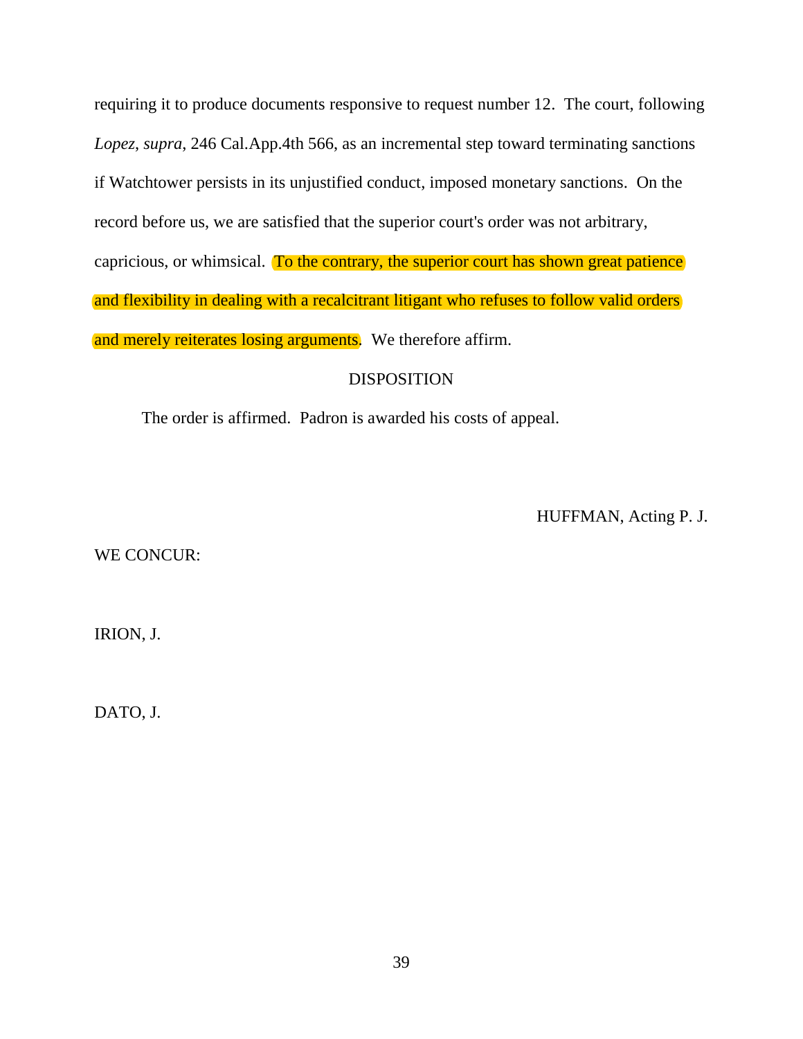requiring it to produce documents responsive to request number 12. The court, following *Lopez*, *supra*, 246 Cal.App.4th 566, as an incremental step toward terminating sanctions if Watchtower persists in its unjustified conduct, imposed monetary sanctions. On the record before us, we are satisfied that the superior court's order was not arbitrary, capricious, or whimsical. To the contrary, the superior court has shown great patience and flexibility in dealing with a recalcitrant litigant who refuses to follow valid orders and merely reiterates losing arguments. We therefore affirm.

DISPOSITION

The order is affirmed. Padron is awarded his costs of appeal.

HUFFMAN, Acting P. J.

WE CONCUR:

IRION, J.

DATO, J.